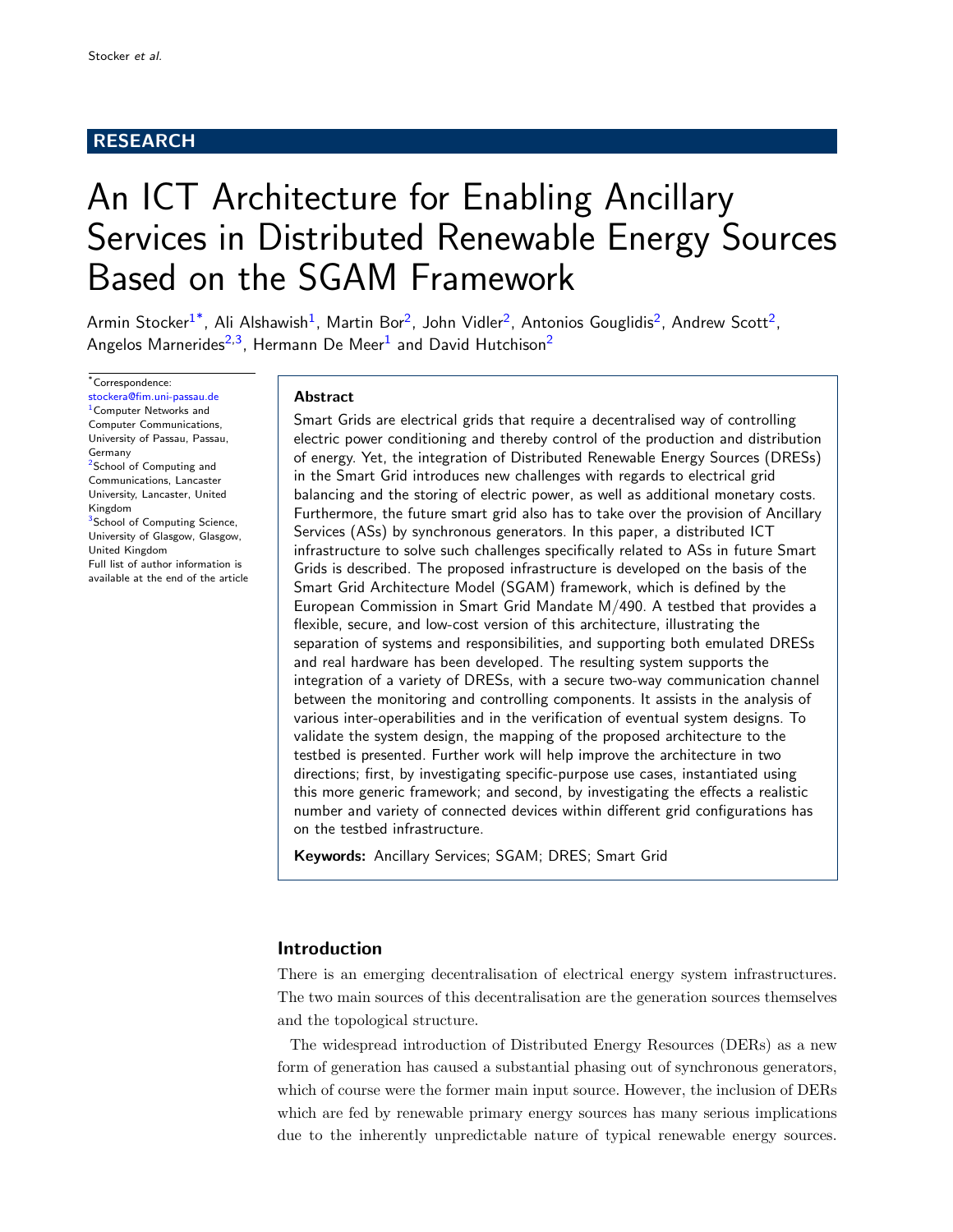RESEARCH

# An ICT Architecture for Enabling Ancillary Services in Distributed Renewable Energy Sources Based on the SGAM Framework

Armin Stocker[1*], Ali Alshawish[1], Martin Bor[2], John Vidler[2], Antonios Gouglidis[2], Andrew Scott[2], Angelos Marnerides[2,3], Hermann De Meer[1] and David Hutchison[2]

*Correspondence: stockera@fim.uni-passau.de
[1]Computer Networks and Computer Communications, University of Passau, Passau, Germany
[2]School of Computing and Communications, Lancaster University, Lancaster, United Kingdom
[3]School of Computing Science, University of Glasgow, Glasgow, United Kingdom
Full list of author information is available at the end of the article

## Abstract

Smart Grids are electrical grids that require a decentralised way of controlling electric power conditioning and thereby control of the production and distribution of energy. Yet, the integration of Distributed Renewable Energy Sources (DRESs) in the Smart Grid introduces new challenges with regards to electrical grid balancing and the storing of electric power, as well as additional monetary costs. Furthermore, the future smart grid also has to take over the provision of Ancillary Services (ASs) by synchronous generators. In this paper, a distributed ICT infrastructure to solve such challenges specifically related to ASs in future Smart Grids is described. The proposed infrastructure is developed on the basis of the Smart Grid Architecture Model (SGAM) framework, which is defined by the European Commission in Smart Grid Mandate M/490. A testbed that provides a flexible, secure, and low-cost version of this architecture, illustrating the separation of systems and responsibilities, and supporting both emulated DRESs and real hardware has been developed. The resulting system supports the integration of a variety of DRESs, with a secure two-way communication channel between the monitoring and controlling components. It assists in the analysis of various inter-operabilities and in the verification of eventual system designs. To validate the system design, the mapping of the proposed architecture to the testbed is presented. Further work will help improve the architecture in two directions; first, by investigating specific-purpose use cases, instantiated using this more generic framework; and second, by investigating the effects a realistic number and variety of connected devices within different grid configurations has on the testbed infrastructure.

**Keywords:** Ancillary Services; SGAM; DRES; Smart Grid

## Introduction

There is an emerging decentralisation of electrical energy system infrastructures. The two main sources of this decentralisation are the generation sources themselves and the topological structure.

The widespread introduction of Distributed Energy Resources (DERs) as a new form of generation has caused a substantial phasing out of synchronous generators, which of course were the former main input source. However, the inclusion of DERs which are fed by renewable primary energy sources has many serious implications due to the inherently unpredictable nature of typical renewable energy sources.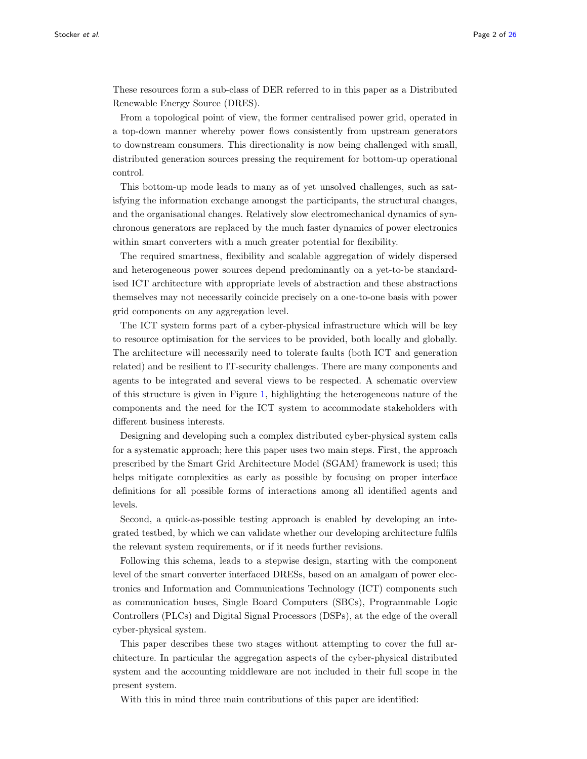These resources form a sub-class of DER referred to in this paper as a Distributed Renewable Energy Source (DRES).

From a topological point of view, the former centralised power grid, operated in a top-down manner whereby power flows consistently from upstream generators to downstream consumers. This directionality is now being challenged with small, distributed generation sources pressing the requirement for bottom-up operational control.

This bottom-up mode leads to many as of yet unsolved challenges, such as satisfying the information exchange amongst the participants, the structural changes, and the organisational changes. Relatively slow electromechanical dynamics of synchronous generators are replaced by the much faster dynamics of power electronics within smart converters with a much greater potential for flexibility.

The required smartness, flexibility and scalable aggregation of widely dispersed and heterogeneous power sources depend predominantly on a yet-to-be standardised ICT architecture with appropriate levels of abstraction and these abstractions themselves may not necessarily coincide precisely on a one-to-one basis with power grid components on any aggregation level.

The ICT system forms part of a cyber-physical infrastructure which will be key to resource optimisation for the services to be provided, both locally and globally. The architecture will necessarily need to tolerate faults (both ICT and generation related) and be resilient to IT-security challenges. There are many components and agents to be integrated and several views to be respected. A schematic overview of this structure is given in Figure 1, highlighting the heterogeneous nature of the components and the need for the ICT system to accommodate stakeholders with different business interests.

Designing and developing such a complex distributed cyber-physical system calls for a systematic approach; here this paper uses two main steps. First, the approach prescribed by the Smart Grid Architecture Model (SGAM) framework is used; this helps mitigate complexities as early as possible by focusing on proper interface definitions for all possible forms of interactions among all identified agents and levels.

Second, a quick-as-possible testing approach is enabled by developing an integrated testbed, by which we can validate whether our developing architecture fulfils the relevant system requirements, or if it needs further revisions.

Following this schema, leads to a stepwise design, starting with the component level of the smart converter interfaced DRESs, based on an amalgam of power electronics and Information and Communications Technology (ICT) components such as communication buses, Single Board Computers (SBCs), Programmable Logic Controllers (PLCs) and Digital Signal Processors (DSPs), at the edge of the overall cyber-physical system.

This paper describes these two stages without attempting to cover the full architecture. In particular the aggregation aspects of the cyber-physical distributed system and the accounting middleware are not included in their full scope in the present system.

With this in mind three main contributions of this paper are identified: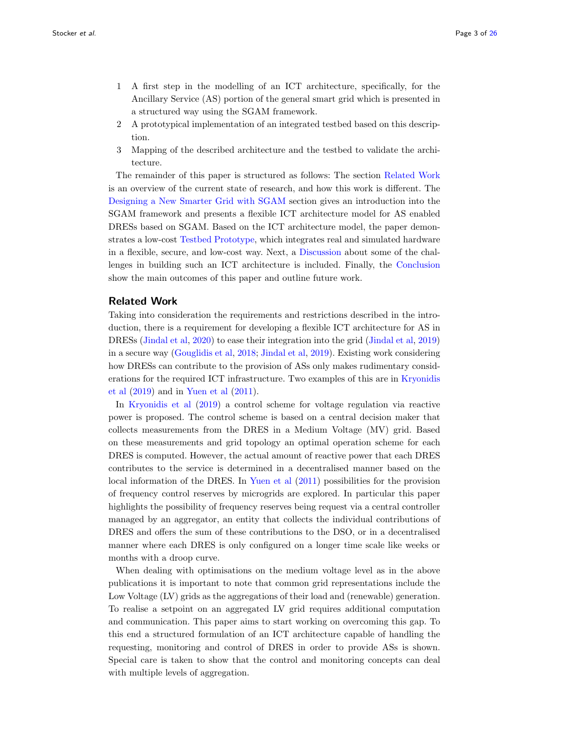1 A first step in the modelling of an ICT architecture, specifically, for the Ancillary Service (AS) portion of the general smart grid which is presented in a structured way using the SGAM framework.
2 A prototypical implementation of an integrated testbed based on this description.
3 Mapping of the described architecture and the testbed to validate the architecture.

The remainder of this paper is structured as follows: The section Related Work is an overview of the current state of research, and how this work is different. The Designing a New Smarter Grid with SGAM section gives an introduction into the SGAM framework and presents a flexible ICT architecture model for AS enabled DRESs based on SGAM. Based on the ICT architecture model, the paper demonstrates a low-cost Testbed Prototype, which integrates real and simulated hardware in a flexible, secure, and low-cost way. Next, a Discussion about some of the challenges in building such an ICT architecture is included. Finally, the Conclusion show the main outcomes of this paper and outline future work.

## Related Work

Taking into consideration the requirements and restrictions described in the introduction, there is a requirement for developing a flexible ICT architecture for AS in DRESs (Jindal et al, 2020) to ease their integration into the grid (Jindal et al, 2019) in a secure way (Gouglidis et al, 2018; Jindal et al, 2019). Existing work considering how DRESs can contribute to the provision of ASs only makes rudimentary considerations for the required ICT infrastructure. Two examples of this are in Kryonidis et al (2019) and in Yuen et al (2011).

In Kryonidis et al (2019) a control scheme for voltage regulation via reactive power is proposed. The control scheme is based on a central decision maker that collects measurements from the DRES in a Medium Voltage (MV) grid. Based on these measurements and grid topology an optimal operation scheme for each DRES is computed. However, the actual amount of reactive power that each DRES contributes to the service is determined in a decentralised manner based on the local information of the DRES. In Yuen et al (2011) possibilities for the provision of frequency control reserves by microgrids are explored. In particular this paper highlights the possibility of frequency reserves being request via a central controller managed by an aggregator, an entity that collects the individual contributions of DRES and offers the sum of these contributions to the DSO, or in a decentralised manner where each DRES is only configured on a longer time scale like weeks or months with a droop curve.

When dealing with optimisations on the medium voltage level as in the above publications it is important to note that common grid representations include the Low Voltage (LV) grids as the aggregations of their load and (renewable) generation. To realise a setpoint on an aggregated LV grid requires additional computation and communication. This paper aims to start working on overcoming this gap. To this end a structured formulation of an ICT architecture capable of handling the requesting, monitoring and control of DRES in order to provide ASs is shown. Special care is taken to show that the control and monitoring concepts can deal with multiple levels of aggregation.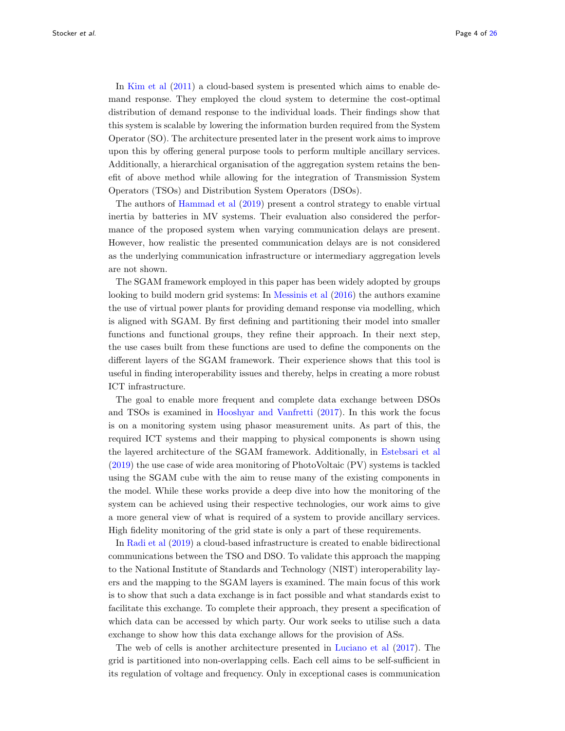In Kim et al (2011) a cloud-based system is presented which aims to enable demand response. They employed the cloud system to determine the cost-optimal distribution of demand response to the individual loads. Their findings show that this system is scalable by lowering the information burden required from the System Operator (SO). The architecture presented later in the present work aims to improve upon this by offering general purpose tools to perform multiple ancillary services. Additionally, a hierarchical organisation of the aggregation system retains the benefit of above method while allowing for the integration of Transmission System Operators (TSOs) and Distribution System Operators (DSOs).

The authors of Hammad et al (2019) present a control strategy to enable virtual inertia by batteries in MV systems. Their evaluation also considered the performance of the proposed system when varying communication delays are present. However, how realistic the presented communication delays are is not considered as the underlying communication infrastructure or intermediary aggregation levels are not shown.

The SGAM framework employed in this paper has been widely adopted by groups looking to build modern grid systems: In Messinis et al (2016) the authors examine the use of virtual power plants for providing demand response via modelling, which is aligned with SGAM. By first defining and partitioning their model into smaller functions and functional groups, they refine their approach. In their next step, the use cases built from these functions are used to define the components on the different layers of the SGAM framework. Their experience shows that this tool is useful in finding interoperability issues and thereby, helps in creating a more robust ICT infrastructure.

The goal to enable more frequent and complete data exchange between DSOs and TSOs is examined in Hooshyar and Vanfretti (2017). In this work the focus is on a monitoring system using phasor measurement units. As part of this, the required ICT systems and their mapping to physical components is shown using the layered architecture of the SGAM framework. Additionally, in Estebsari et al (2019) the use case of wide area monitoring of PhotoVoltaic (PV) systems is tackled using the SGAM cube with the aim to reuse many of the existing components in the model. While these works provide a deep dive into how the monitoring of the system can be achieved using their respective technologies, our work aims to give a more general view of what is required of a system to provide ancillary services. High fidelity monitoring of the grid state is only a part of these requirements.

In Radi et al (2019) a cloud-based infrastructure is created to enable bidirectional communications between the TSO and DSO. To validate this approach the mapping to the National Institute of Standards and Technology (NIST) interoperability layers and the mapping to the SGAM layers is examined. The main focus of this work is to show that such a data exchange is in fact possible and what standards exist to facilitate this exchange. To complete their approach, they present a specification of which data can be accessed by which party. Our work seeks to utilise such a data exchange to show how this data exchange allows for the provision of ASs.

The web of cells is another architecture presented in Luciano et al (2017). The grid is partitioned into non-overlapping cells. Each cell aims to be self-sufficient in its regulation of voltage and frequency. Only in exceptional cases is communication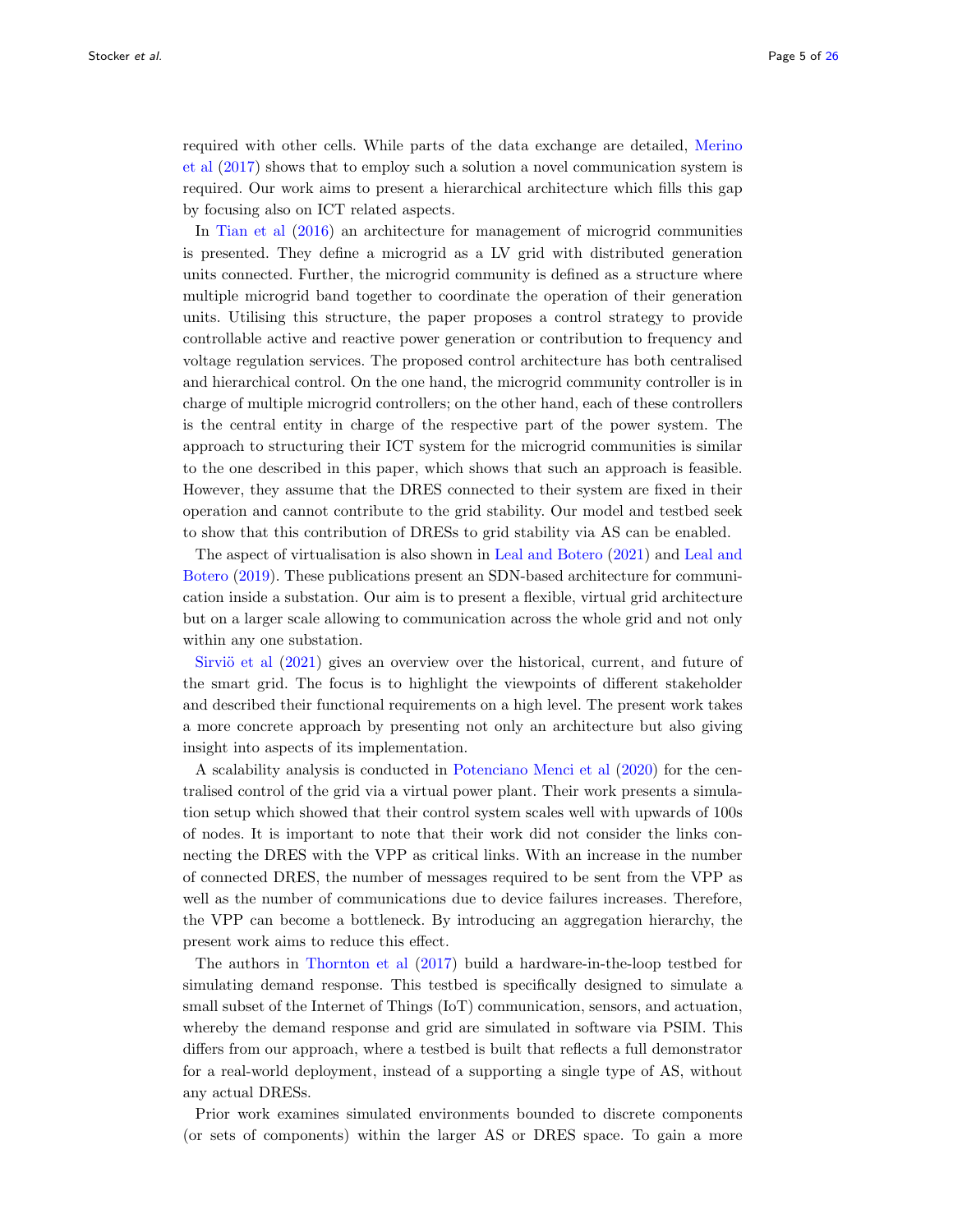required with other cells. While parts of the data exchange are detailed, Merino et al (2017) shows that to employ such a solution a novel communication system is required. Our work aims to present a hierarchical architecture which fills this gap by focusing also on ICT related aspects.

In Tian et al (2016) an architecture for management of microgrid communities is presented. They define a microgrid as a LV grid with distributed generation units connected. Further, the microgrid community is defined as a structure where multiple microgrid band together to coordinate the operation of their generation units. Utilising this structure, the paper proposes a control strategy to provide controllable active and reactive power generation or contribution to frequency and voltage regulation services. The proposed control architecture has both centralised and hierarchical control. On the one hand, the microgrid community controller is in charge of multiple microgrid controllers; on the other hand, each of these controllers is the central entity in charge of the respective part of the power system. The approach to structuring their ICT system for the microgrid communities is similar to the one described in this paper, which shows that such an approach is feasible. However, they assume that the DRES connected to their system are fixed in their operation and cannot contribute to the grid stability. Our model and testbed seek to show that this contribution of DRESs to grid stability via AS can be enabled.

The aspect of virtualisation is also shown in Leal and Botero (2021) and Leal and Botero (2019). These publications present an SDN-based architecture for communication inside a substation. Our aim is to present a flexible, virtual grid architecture but on a larger scale allowing to communication across the whole grid and not only within any one substation.

Sirviö et al (2021) gives an overview over the historical, current, and future of the smart grid. The focus is to highlight the viewpoints of different stakeholder and described their functional requirements on a high level. The present work takes a more concrete approach by presenting not only an architecture but also giving insight into aspects of its implementation.

A scalability analysis is conducted in Potenciano Menci et al (2020) for the centralised control of the grid via a virtual power plant. Their work presents a simulation setup which showed that their control system scales well with upwards of 100s of nodes. It is important to note that their work did not consider the links connecting the DRES with the VPP as critical links. With an increase in the number of connected DRES, the number of messages required to be sent from the VPP as well as the number of communications due to device failures increases. Therefore, the VPP can become a bottleneck. By introducing an aggregation hierarchy, the present work aims to reduce this effect.

The authors in Thornton et al (2017) build a hardware-in-the-loop testbed for simulating demand response. This testbed is specifically designed to simulate a small subset of the Internet of Things (IoT) communication, sensors, and actuation, whereby the demand response and grid are simulated in software via PSIM. This differs from our approach, where a testbed is built that reflects a full demonstrator for a real-world deployment, instead of a supporting a single type of AS, without any actual DRESs.

Prior work examines simulated environments bounded to discrete components (or sets of components) within the larger AS or DRES space. To gain a more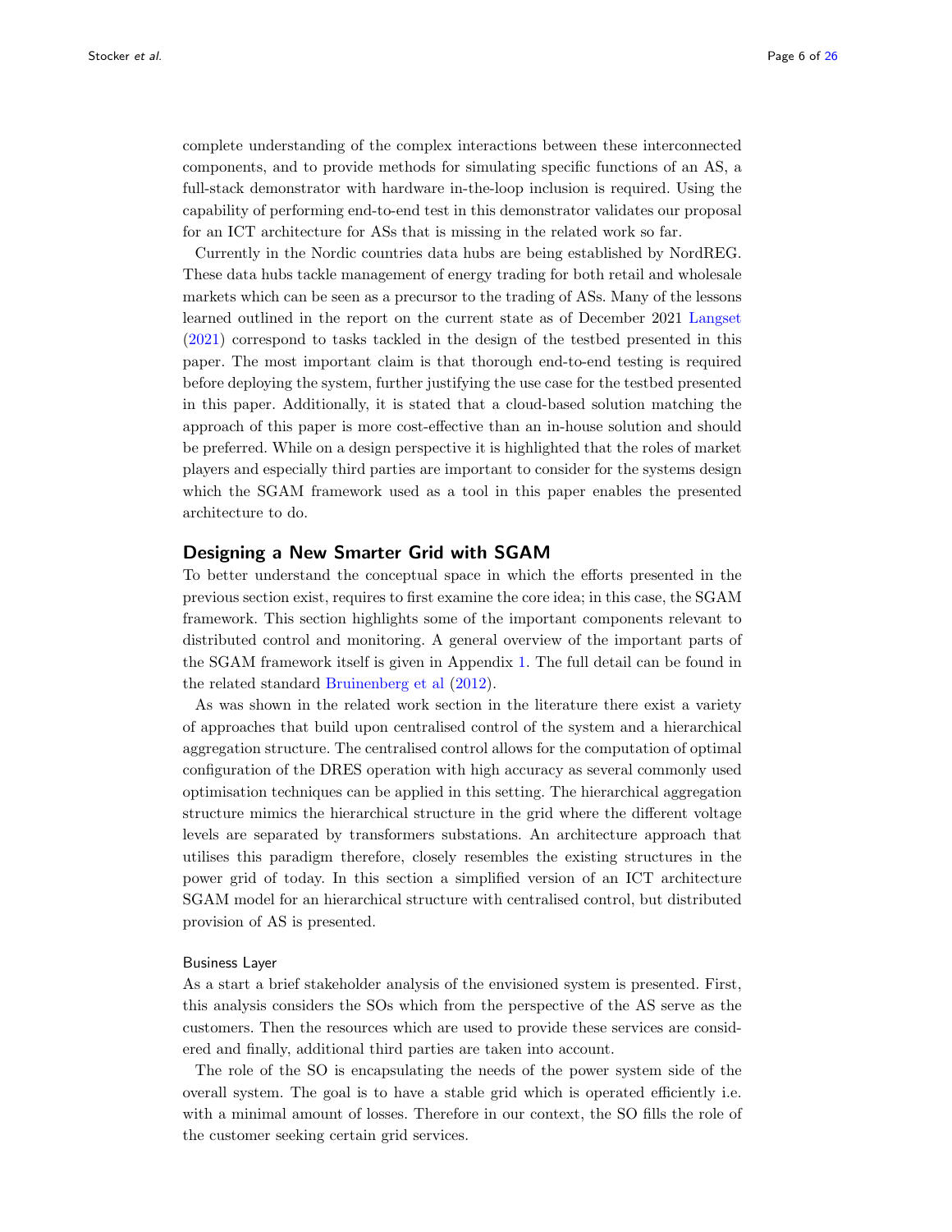complete understanding of the complex interactions between these interconnected components, and to provide methods for simulating specific functions of an AS, a full-stack demonstrator with hardware in-the-loop inclusion is required. Using the capability of performing end-to-end test in this demonstrator validates our proposal for an ICT architecture for ASs that is missing in the related work so far.

Currently in the Nordic countries data hubs are being established by NordREG. These data hubs tackle management of energy trading for both retail and wholesale markets which can be seen as a precursor to the trading of ASs. Many of the lessons learned outlined in the report on the current state as of December 2021 Langset (2021) correspond to tasks tackled in the design of the testbed presented in this paper. The most important claim is that thorough end-to-end testing is required before deploying the system, further justifying the use case for the testbed presented in this paper. Additionally, it is stated that a cloud-based solution matching the approach of this paper is more cost-effective than an in-house solution and should be preferred. While on a design perspective it is highlighted that the roles of market players and especially third parties are important to consider for the systems design which the SGAM framework used as a tool in this paper enables the presented architecture to do.

## Designing a New Smarter Grid with SGAM

To better understand the conceptual space in which the efforts presented in the previous section exist, requires to first examine the core idea; in this case, the SGAM framework. This section highlights some of the important components relevant to distributed control and monitoring. A general overview of the important parts of the SGAM framework itself is given in Appendix 1. The full detail can be found in the related standard Bruinenberg et al (2012).

As was shown in the related work section in the literature there exist a variety of approaches that build upon centralised control of the system and a hierarchical aggregation structure. The centralised control allows for the computation of optimal configuration of the DRES operation with high accuracy as several commonly used optimisation techniques can be applied in this setting. The hierarchical aggregation structure mimics the hierarchical structure in the grid where the different voltage levels are separated by transformers substations. An architecture approach that utilises this paradigm therefore, closely resembles the existing structures in the power grid of today. In this section a simplified version of an ICT architecture SGAM model for an hierarchical structure with centralised control, but distributed provision of AS is presented.

### Business Layer

As a start a brief stakeholder analysis of the envisioned system is presented. First, this analysis considers the SOs which from the perspective of the AS serve as the customers. Then the resources which are used to provide these services are considered and finally, additional third parties are taken into account.

The role of the SO is encapsulating the needs of the power system side of the overall system. The goal is to have a stable grid which is operated efficiently i.e. with a minimal amount of losses. Therefore in our context, the SO fills the role of the customer seeking certain grid services.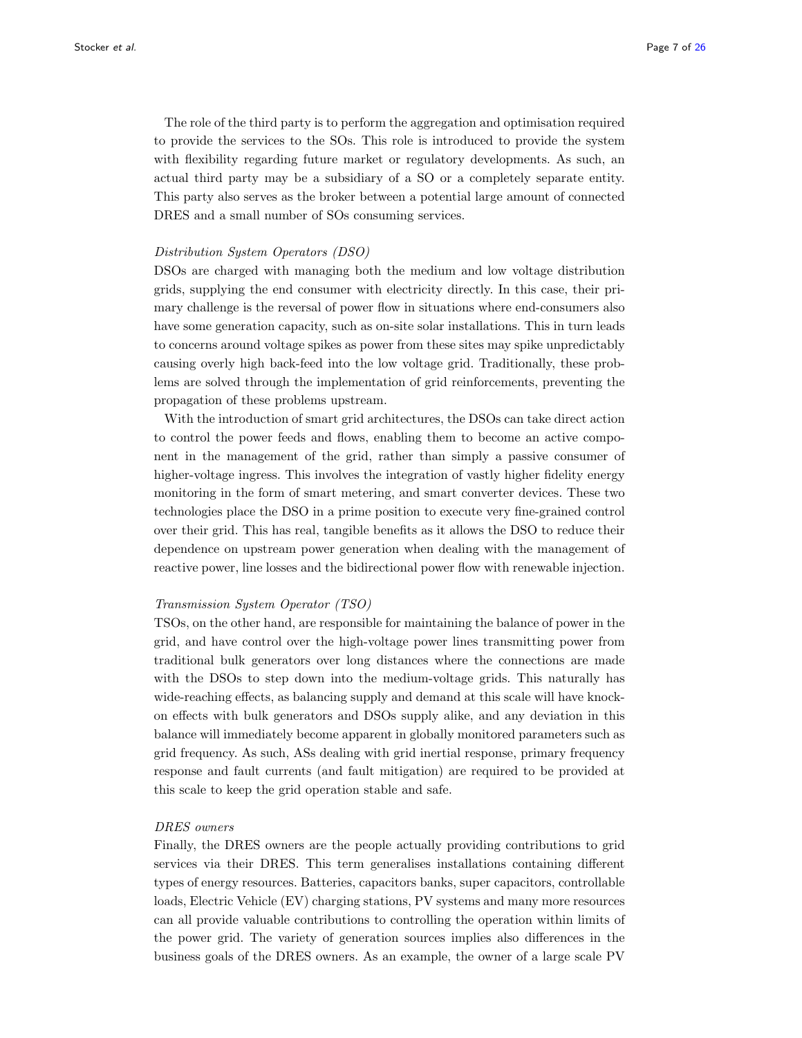The role of the third party is to perform the aggregation and optimisation required to provide the services to the SOs. This role is introduced to provide the system with flexibility regarding future market or regulatory developments. As such, an actual third party may be a subsidiary of a SO or a completely separate entity. This party also serves as the broker between a potential large amount of connected DRES and a small number of SOs consuming services.

*Distribution System Operators (DSO)*

DSOs are charged with managing both the medium and low voltage distribution grids, supplying the end consumer with electricity directly. In this case, their primary challenge is the reversal of power flow in situations where end-consumers also have some generation capacity, such as on-site solar installations. This in turn leads to concerns around voltage spikes as power from these sites may spike unpredictably causing overly high back-feed into the low voltage grid. Traditionally, these problems are solved through the implementation of grid reinforcements, preventing the propagation of these problems upstream.

With the introduction of smart grid architectures, the DSOs can take direct action to control the power feeds and flows, enabling them to become an active component in the management of the grid, rather than simply a passive consumer of higher-voltage ingress. This involves the integration of vastly higher fidelity energy monitoring in the form of smart metering, and smart converter devices. These two technologies place the DSO in a prime position to execute very fine-grained control over their grid. This has real, tangible benefits as it allows the DSO to reduce their dependence on upstream power generation when dealing with the management of reactive power, line losses and the bidirectional power flow with renewable injection.

*Transmission System Operator (TSO)*

TSOs, on the other hand, are responsible for maintaining the balance of power in the grid, and have control over the high-voltage power lines transmitting power from traditional bulk generators over long distances where the connections are made with the DSOs to step down into the medium-voltage grids. This naturally has wide-reaching effects, as balancing supply and demand at this scale will have knock-on effects with bulk generators and DSOs supply alike, and any deviation in this balance will immediately become apparent in globally monitored parameters such as grid frequency. As such, ASs dealing with grid inertial response, primary frequency response and fault currents (and fault mitigation) are required to be provided at this scale to keep the grid operation stable and safe.

*DRES owners*

Finally, the DRES owners are the people actually providing contributions to grid services via their DRES. This term generalises installations containing different types of energy resources. Batteries, capacitors banks, super capacitors, controllable loads, Electric Vehicle (EV) charging stations, PV systems and many more resources can all provide valuable contributions to controlling the operation within limits of the power grid. The variety of generation sources implies also differences in the business goals of the DRES owners. As an example, the owner of a large scale PV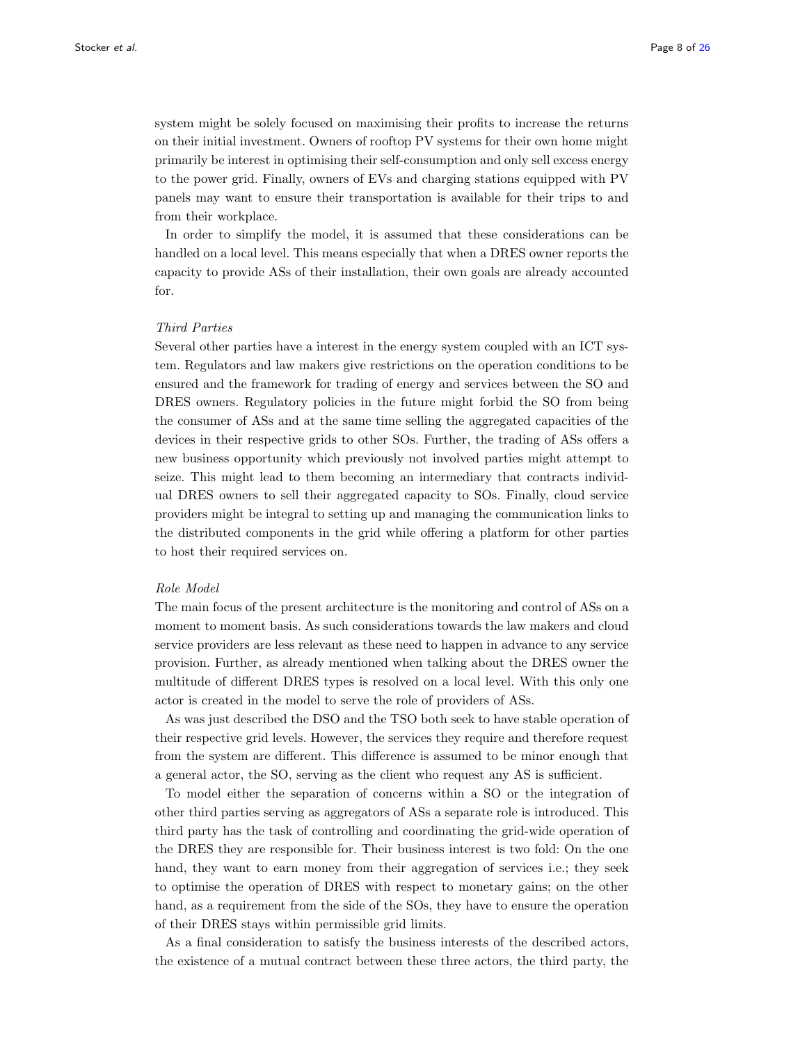system might be solely focused on maximising their profits to increase the returns on their initial investment. Owners of rooftop PV systems for their own home might primarily be interest in optimising their self-consumption and only sell excess energy to the power grid. Finally, owners of EVs and charging stations equipped with PV panels may want to ensure their transportation is available for their trips to and from their workplace.

In order to simplify the model, it is assumed that these considerations can be handled on a local level. This means especially that when a DRES owner reports the capacity to provide ASs of their installation, their own goals are already accounted for.

*Third Parties*

Several other parties have a interest in the energy system coupled with an ICT system. Regulators and law makers give restrictions on the operation conditions to be ensured and the framework for trading of energy and services between the SO and DRES owners. Regulatory policies in the future might forbid the SO from being the consumer of ASs and at the same time selling the aggregated capacities of the devices in their respective grids to other SOs. Further, the trading of ASs offers a new business opportunity which previously not involved parties might attempt to seize. This might lead to them becoming an intermediary that contracts individual DRES owners to sell their aggregated capacity to SOs. Finally, cloud service providers might be integral to setting up and managing the communication links to the distributed components in the grid while offering a platform for other parties to host their required services on.

*Role Model*

The main focus of the present architecture is the monitoring and control of ASs on a moment to moment basis. As such considerations towards the law makers and cloud service providers are less relevant as these need to happen in advance to any service provision. Further, as already mentioned when talking about the DRES owner the multitude of different DRES types is resolved on a local level. With this only one actor is created in the model to serve the role of providers of ASs.

As was just described the DSO and the TSO both seek to have stable operation of their respective grid levels. However, the services they require and therefore request from the system are different. This difference is assumed to be minor enough that a general actor, the SO, serving as the client who request any AS is sufficient.

To model either the separation of concerns within a SO or the integration of other third parties serving as aggregators of ASs a separate role is introduced. This third party has the task of controlling and coordinating the grid-wide operation of the DRES they are responsible for. Their business interest is two fold: On the one hand, they want to earn money from their aggregation of services i.e.; they seek to optimise the operation of DRES with respect to monetary gains; on the other hand, as a requirement from the side of the SOs, they have to ensure the operation of their DRES stays within permissible grid limits.

As a final consideration to satisfy the business interests of the described actors, the existence of a mutual contract between these three actors, the third party, the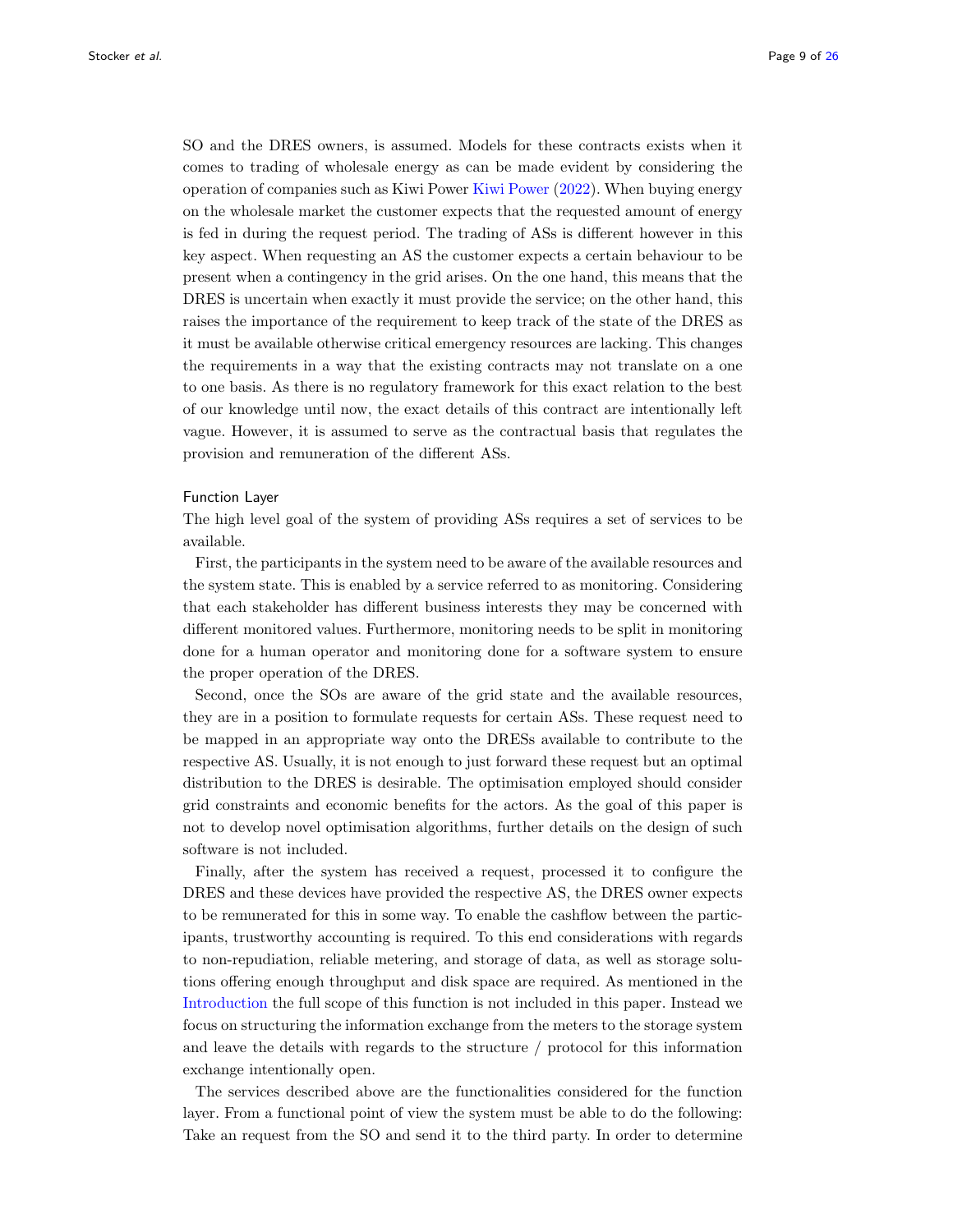SO and the DRES owners, is assumed. Models for these contracts exists when it comes to trading of wholesale energy as can be made evident by considering the operation of companies such as Kiwi Power Kiwi Power (2022). When buying energy on the wholesale market the customer expects that the requested amount of energy is fed in during the request period. The trading of ASs is different however in this key aspect. When requesting an AS the customer expects a certain behaviour to be present when a contingency in the grid arises. On the one hand, this means that the DRES is uncertain when exactly it must provide the service; on the other hand, this raises the importance of the requirement to keep track of the state of the DRES as it must be available otherwise critical emergency resources are lacking. This changes the requirements in a way that the existing contracts may not translate on a one to one basis. As there is no regulatory framework for this exact relation to the best of our knowledge until now, the exact details of this contract are intentionally left vague. However, it is assumed to serve as the contractual basis that regulates the provision and remuneration of the different ASs.

#### Function Layer

The high level goal of the system of providing ASs requires a set of services to be available.

First, the participants in the system need to be aware of the available resources and the system state. This is enabled by a service referred to as monitoring. Considering that each stakeholder has different business interests they may be concerned with different monitored values. Furthermore, monitoring needs to be split in monitoring done for a human operator and monitoring done for a software system to ensure the proper operation of the DRES.

Second, once the SOs are aware of the grid state and the available resources, they are in a position to formulate requests for certain ASs. These request need to be mapped in an appropriate way onto the DRESs available to contribute to the respective AS. Usually, it is not enough to just forward these request but an optimal distribution to the DRES is desirable. The optimisation employed should consider grid constraints and economic benefits for the actors. As the goal of this paper is not to develop novel optimisation algorithms, further details on the design of such software is not included.

Finally, after the system has received a request, processed it to configure the DRES and these devices have provided the respective AS, the DRES owner expects to be remunerated for this in some way. To enable the cashflow between the participants, trustworthy accounting is required. To this end considerations with regards to non-repudiation, reliable metering, and storage of data, as well as storage solutions offering enough throughput and disk space are required. As mentioned in the Introduction the full scope of this function is not included in this paper. Instead we focus on structuring the information exchange from the meters to the storage system and leave the details with regards to the structure / protocol for this information exchange intentionally open.

The services described above are the functionalities considered for the function layer. From a functional point of view the system must be able to do the following: Take an request from the SO and send it to the third party. In order to determine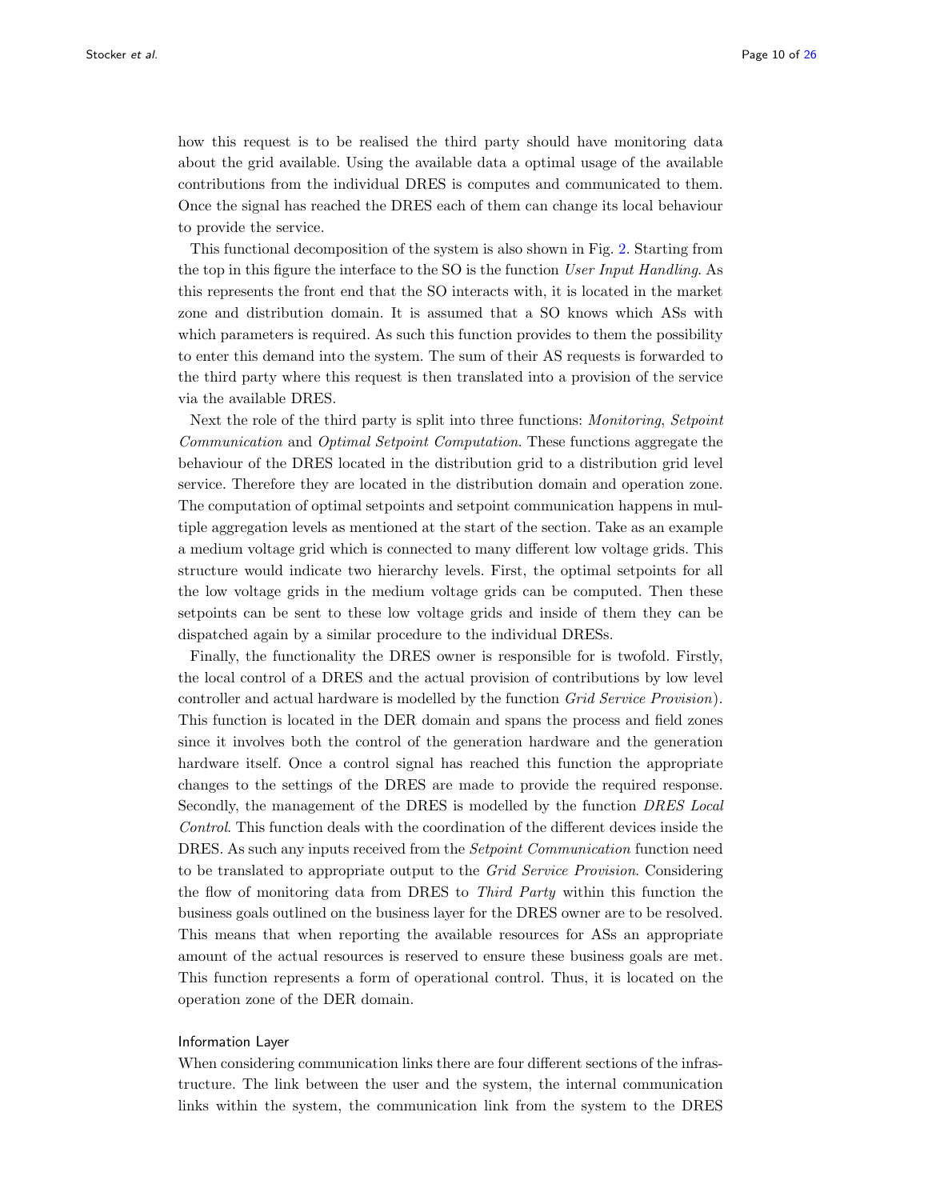how this request is to be realised the third party should have monitoring data about the grid available. Using the available data a optimal usage of the available contributions from the individual DRES is computes and communicated to them. Once the signal has reached the DRES each of them can change its local behaviour to provide the service.

This functional decomposition of the system is also shown in Fig. 2. Starting from the top in this figure the interface to the SO is the function *User Input Handling*. As this represents the front end that the SO interacts with, it is located in the market zone and distribution domain. It is assumed that a SO knows which ASs with which parameters is required. As such this function provides to them the possibility to enter this demand into the system. The sum of their AS requests is forwarded to the third party where this request is then translated into a provision of the service via the available DRES.

Next the role of the third party is split into three functions: *Monitoring*, *Setpoint Communication* and *Optimal Setpoint Computation*. These functions aggregate the behaviour of the DRES located in the distribution grid to a distribution grid level service. Therefore they are located in the distribution domain and operation zone. The computation of optimal setpoints and setpoint communication happens in multiple aggregation levels as mentioned at the start of the section. Take as an example a medium voltage grid which is connected to many different low voltage grids. This structure would indicate two hierarchy levels. First, the optimal setpoints for all the low voltage grids in the medium voltage grids can be computed. Then these setpoints can be sent to these low voltage grids and inside of them they can be dispatched again by a similar procedure to the individual DRESs.

Finally, the functionality the DRES owner is responsible for is twofold. Firstly, the local control of a DRES and the actual provision of contributions by low level controller and actual hardware is modelled by the function *Grid Service Provision*). This function is located in the DER domain and spans the process and field zones since it involves both the control of the generation hardware and the generation hardware itself. Once a control signal has reached this function the appropriate changes to the settings of the DRES are made to provide the required response. Secondly, the management of the DRES is modelled by the function *DRES Local Control*. This function deals with the coordination of the different devices inside the DRES. As such any inputs received from the *Setpoint Communication* function need to be translated to appropriate output to the *Grid Service Provision*. Considering the flow of monitoring data from DRES to *Third Party* within this function the business goals outlined on the business layer for the DRES owner are to be resolved. This means that when reporting the available resources for ASs an appropriate amount of the actual resources is reserved to ensure these business goals are met. This function represents a form of operational control. Thus, it is located on the operation zone of the DER domain.

### Information Layer

When considering communication links there are four different sections of the infrastructure. The link between the user and the system, the internal communication links within the system, the communication link from the system to the DRES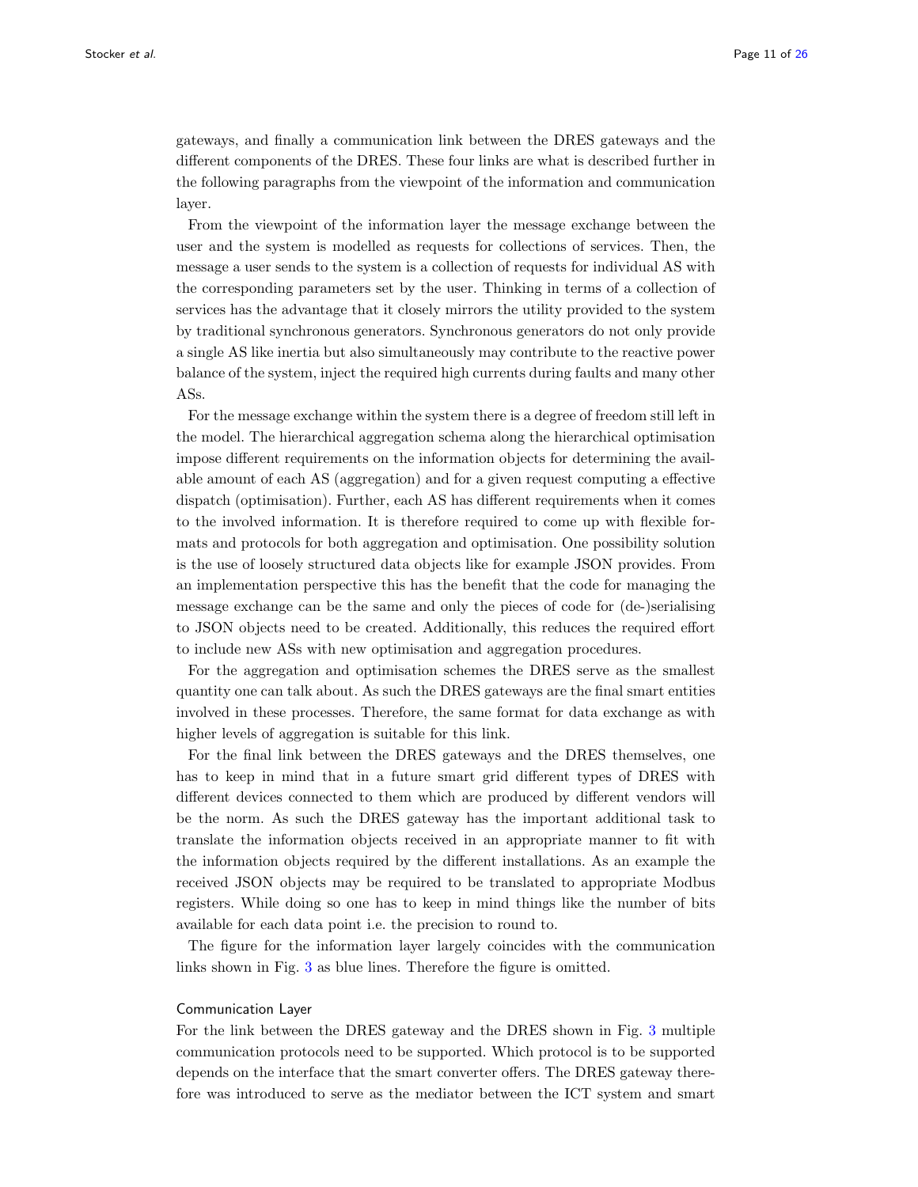gateways, and finally a communication link between the DRES gateways and the different components of the DRES. These four links are what is described further in the following paragraphs from the viewpoint of the information and communication layer.

From the viewpoint of the information layer the message exchange between the user and the system is modelled as requests for collections of services. Then, the message a user sends to the system is a collection of requests for individual AS with the corresponding parameters set by the user. Thinking in terms of a collection of services has the advantage that it closely mirrors the utility provided to the system by traditional synchronous generators. Synchronous generators do not only provide a single AS like inertia but also simultaneously may contribute to the reactive power balance of the system, inject the required high currents during faults and many other ASs.

For the message exchange within the system there is a degree of freedom still left in the model. The hierarchical aggregation schema along the hierarchical optimisation impose different requirements on the information objects for determining the available amount of each AS (aggregation) and for a given request computing a effective dispatch (optimisation). Further, each AS has different requirements when it comes to the involved information. It is therefore required to come up with flexible formats and protocols for both aggregation and optimisation. One possibility solution is the use of loosely structured data objects like for example JSON provides. From an implementation perspective this has the benefit that the code for managing the message exchange can be the same and only the pieces of code for (de-)serialising to JSON objects need to be created. Additionally, this reduces the required effort to include new ASs with new optimisation and aggregation procedures.

For the aggregation and optimisation schemes the DRES serve as the smallest quantity one can talk about. As such the DRES gateways are the final smart entities involved in these processes. Therefore, the same format for data exchange as with higher levels of aggregation is suitable for this link.

For the final link between the DRES gateways and the DRES themselves, one has to keep in mind that in a future smart grid different types of DRES with different devices connected to them which are produced by different vendors will be the norm. As such the DRES gateway has the important additional task to translate the information objects received in an appropriate manner to fit with the information objects required by the different installations. As an example the received JSON objects may be required to be translated to appropriate Modbus registers. While doing so one has to keep in mind things like the number of bits available for each data point i.e. the precision to round to.

The figure for the information layer largely coincides with the communication links shown in Fig. 3 as blue lines. Therefore the figure is omitted.

### Communication Layer

For the link between the DRES gateway and the DRES shown in Fig. 3 multiple communication protocols need to be supported. Which protocol is to be supported depends on the interface that the smart converter offers. The DRES gateway therefore was introduced to serve as the mediator between the ICT system and smart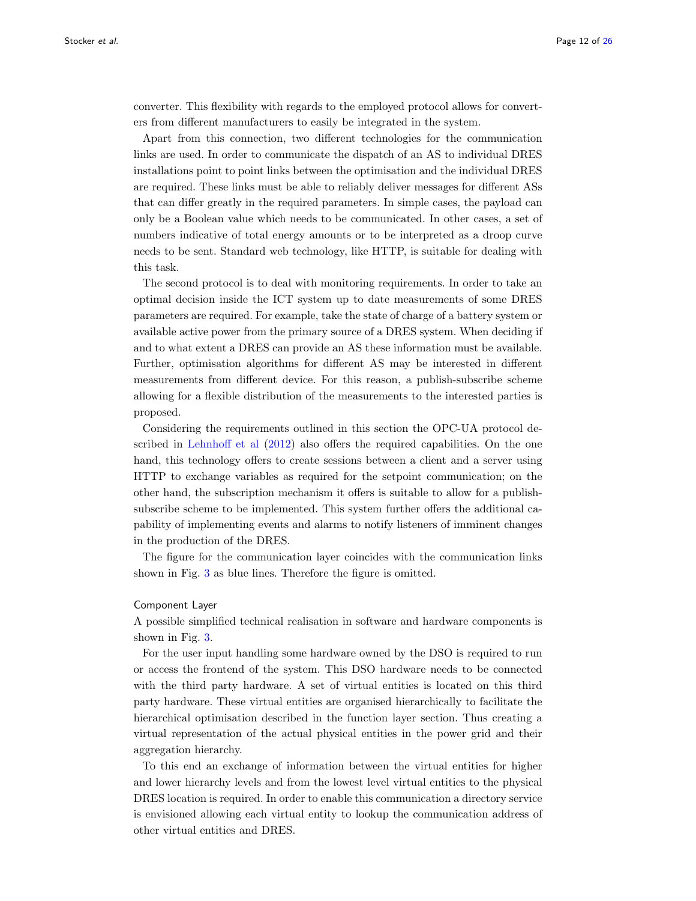converter. This flexibility with regards to the employed protocol allows for converters from different manufacturers to easily be integrated in the system.

Apart from this connection, two different technologies for the communication links are used. In order to communicate the dispatch of an AS to individual DRES installations point to point links between the optimisation and the individual DRES are required. These links must be able to reliably deliver messages for different ASs that can differ greatly in the required parameters. In simple cases, the payload can only be a Boolean value which needs to be communicated. In other cases, a set of numbers indicative of total energy amounts or to be interpreted as a droop curve needs to be sent. Standard web technology, like HTTP, is suitable for dealing with this task.

The second protocol is to deal with monitoring requirements. In order to take an optimal decision inside the ICT system up to date measurements of some DRES parameters are required. For example, take the state of charge of a battery system or available active power from the primary source of a DRES system. When deciding if and to what extent a DRES can provide an AS these information must be available. Further, optimisation algorithms for different AS may be interested in different measurements from different device. For this reason, a publish-subscribe scheme allowing for a flexible distribution of the measurements to the interested parties is proposed.

Considering the requirements outlined in this section the OPC-UA protocol described in Lehnhoff et al (2012) also offers the required capabilities. On the one hand, this technology offers to create sessions between a client and a server using HTTP to exchange variables as required for the setpoint communication; on the other hand, the subscription mechanism it offers is suitable to allow for a publish-subscribe scheme to be implemented. This system further offers the additional capability of implementing events and alarms to notify listeners of imminent changes in the production of the DRES.

The figure for the communication layer coincides with the communication links shown in Fig. 3 as blue lines. Therefore the figure is omitted.

### Component Layer

A possible simplified technical realisation in software and hardware components is shown in Fig. 3.

For the user input handling some hardware owned by the DSO is required to run or access the frontend of the system. This DSO hardware needs to be connected with the third party hardware. A set of virtual entities is located on this third party hardware. These virtual entities are organised hierarchically to facilitate the hierarchical optimisation described in the function layer section. Thus creating a virtual representation of the actual physical entities in the power grid and their aggregation hierarchy.

To this end an exchange of information between the virtual entities for higher and lower hierarchy levels and from the lowest level virtual entities to the physical DRES location is required. In order to enable this communication a directory service is envisioned allowing each virtual entity to lookup the communication address of other virtual entities and DRES.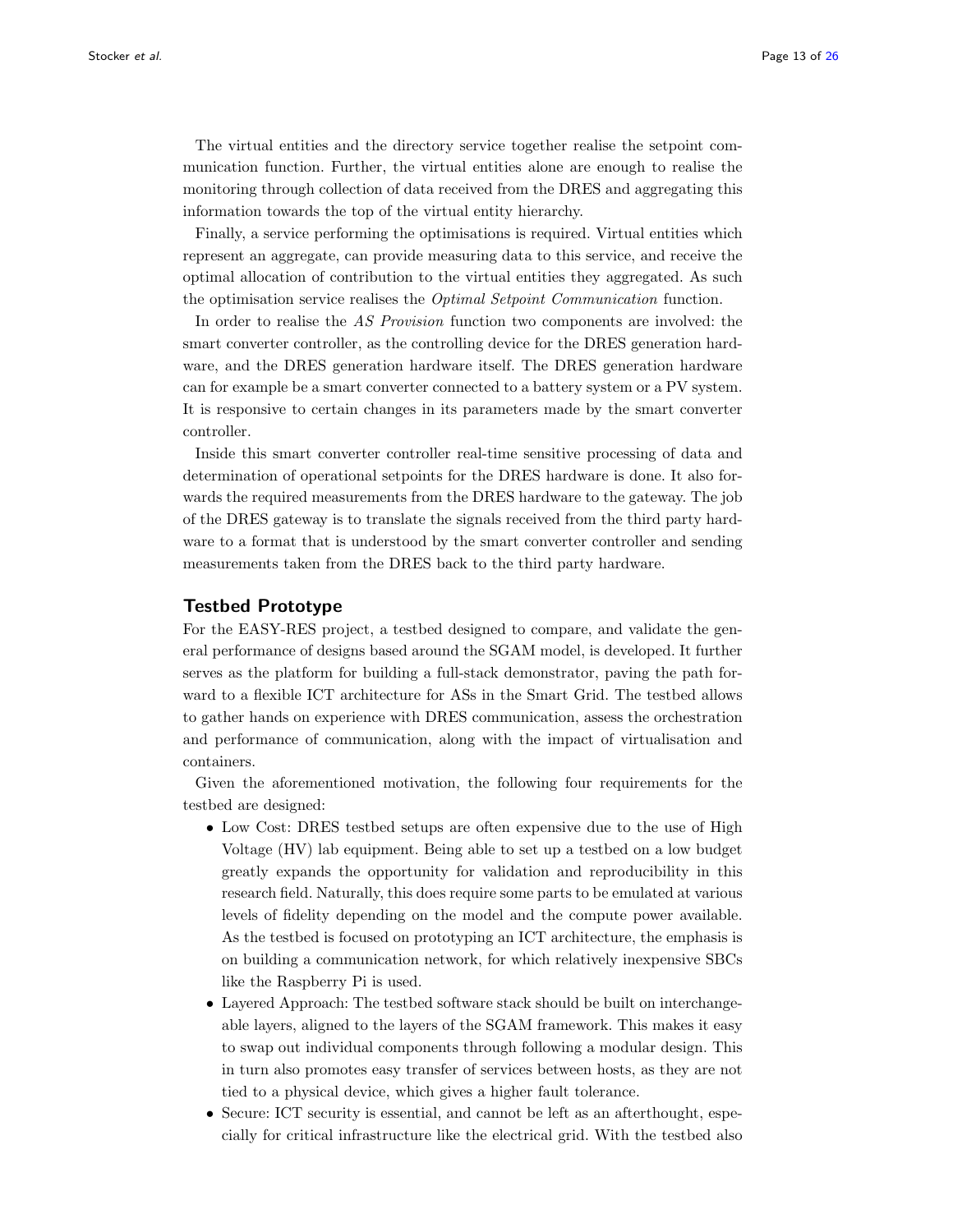The virtual entities and the directory service together realise the setpoint communication function. Further, the virtual entities alone are enough to realise the monitoring through collection of data received from the DRES and aggregating this information towards the top of the virtual entity hierarchy.

Finally, a service performing the optimisations is required. Virtual entities which represent an aggregate, can provide measuring data to this service, and receive the optimal allocation of contribution to the virtual entities they aggregated. As such the optimisation service realises the *Optimal Setpoint Communication* function.

In order to realise the *AS Provision* function two components are involved: the smart converter controller, as the controlling device for the DRES generation hardware, and the DRES generation hardware itself. The DRES generation hardware can for example be a smart converter connected to a battery system or a PV system. It is responsive to certain changes in its parameters made by the smart converter controller.

Inside this smart converter controller real-time sensitive processing of data and determination of operational setpoints for the DRES hardware is done. It also forwards the required measurements from the DRES hardware to the gateway. The job of the DRES gateway is to translate the signals received from the third party hardware to a format that is understood by the smart converter controller and sending measurements taken from the DRES back to the third party hardware.

## Testbed Prototype

For the EASY-RES project, a testbed designed to compare, and validate the general performance of designs based around the SGAM model, is developed. It further serves as the platform for building a full-stack demonstrator, paving the path forward to a flexible ICT architecture for ASs in the Smart Grid. The testbed allows to gather hands on experience with DRES communication, assess the orchestration and performance of communication, along with the impact of virtualisation and containers.

Given the aforementioned motivation, the following four requirements for the testbed are designed:

- Low Cost: DRES testbed setups are often expensive due to the use of High Voltage (HV) lab equipment. Being able to set up a testbed on a low budget greatly expands the opportunity for validation and reproducibility in this research field. Naturally, this does require some parts to be emulated at various levels of fidelity depending on the model and the compute power available. As the testbed is focused on prototyping an ICT architecture, the emphasis is on building a communication network, for which relatively inexpensive SBCs like the Raspberry Pi is used.
- Layered Approach: The testbed software stack should be built on interchangeable layers, aligned to the layers of the SGAM framework. This makes it easy to swap out individual components through following a modular design. This in turn also promotes easy transfer of services between hosts, as they are not tied to a physical device, which gives a higher fault tolerance.
- Secure: ICT security is essential, and cannot be left as an afterthought, especially for critical infrastructure like the electrical grid. With the testbed also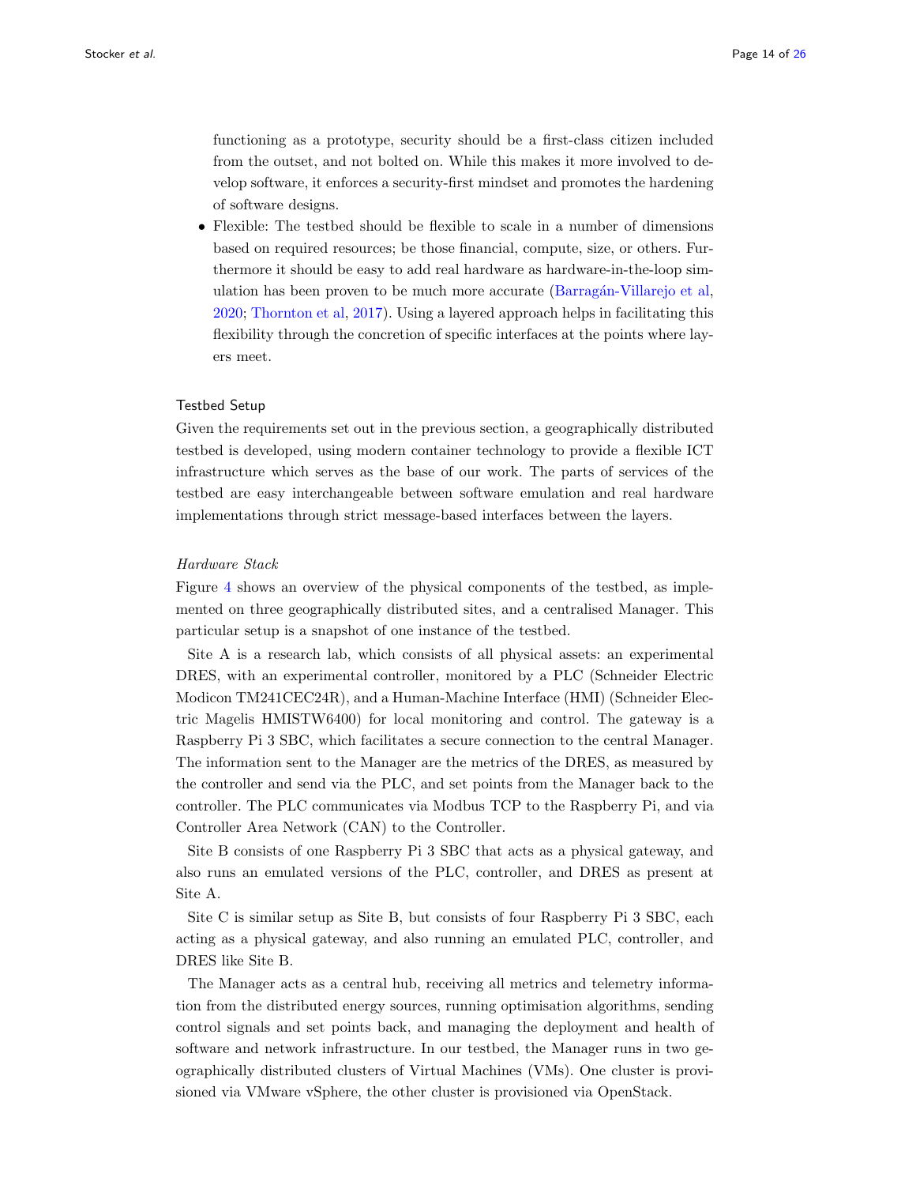functioning as a prototype, security should be a first-class citizen included from the outset, and not bolted on. While this makes it more involved to develop software, it enforces a security-first mindset and promotes the hardening of software designs.

- Flexible: The testbed should be flexible to scale in a number of dimensions based on required resources; be those financial, compute, size, or others. Furthermore it should be easy to add real hardware as hardware-in-the-loop simulation has been proven to be much more accurate (Barragán-Villarejo et al, 2020; Thornton et al, 2017). Using a layered approach helps in facilitating this flexibility through the concretion of specific interfaces at the points where layers meet.

### Testbed Setup

Given the requirements set out in the previous section, a geographically distributed testbed is developed, using modern container technology to provide a flexible ICT infrastructure which serves as the base of our work. The parts of services of the testbed are easy interchangeable between software emulation and real hardware implementations through strict message-based interfaces between the layers.

#### *Hardware Stack*

Figure 4 shows an overview of the physical components of the testbed, as implemented on three geographically distributed sites, and a centralised Manager. This particular setup is a snapshot of one instance of the testbed.

Site A is a research lab, which consists of all physical assets: an experimental DRES, with an experimental controller, monitored by a PLC (Schneider Electric Modicon TM241CEC24R), and a Human-Machine Interface (HMI) (Schneider Electric Magelis HMISTW6400) for local monitoring and control. The gateway is a Raspberry Pi 3 SBC, which facilitates a secure connection to the central Manager. The information sent to the Manager are the metrics of the DRES, as measured by the controller and send via the PLC, and set points from the Manager back to the controller. The PLC communicates via Modbus TCP to the Raspberry Pi, and via Controller Area Network (CAN) to the Controller.

Site B consists of one Raspberry Pi 3 SBC that acts as a physical gateway, and also runs an emulated versions of the PLC, controller, and DRES as present at Site A.

Site C is similar setup as Site B, but consists of four Raspberry Pi 3 SBC, each acting as a physical gateway, and also running an emulated PLC, controller, and DRES like Site B.

The Manager acts as a central hub, receiving all metrics and telemetry information from the distributed energy sources, running optimisation algorithms, sending control signals and set points back, and managing the deployment and health of software and network infrastructure. In our testbed, the Manager runs in two geographically distributed clusters of Virtual Machines (VMs). One cluster is provisioned via VMware vSphere, the other cluster is provisioned via OpenStack.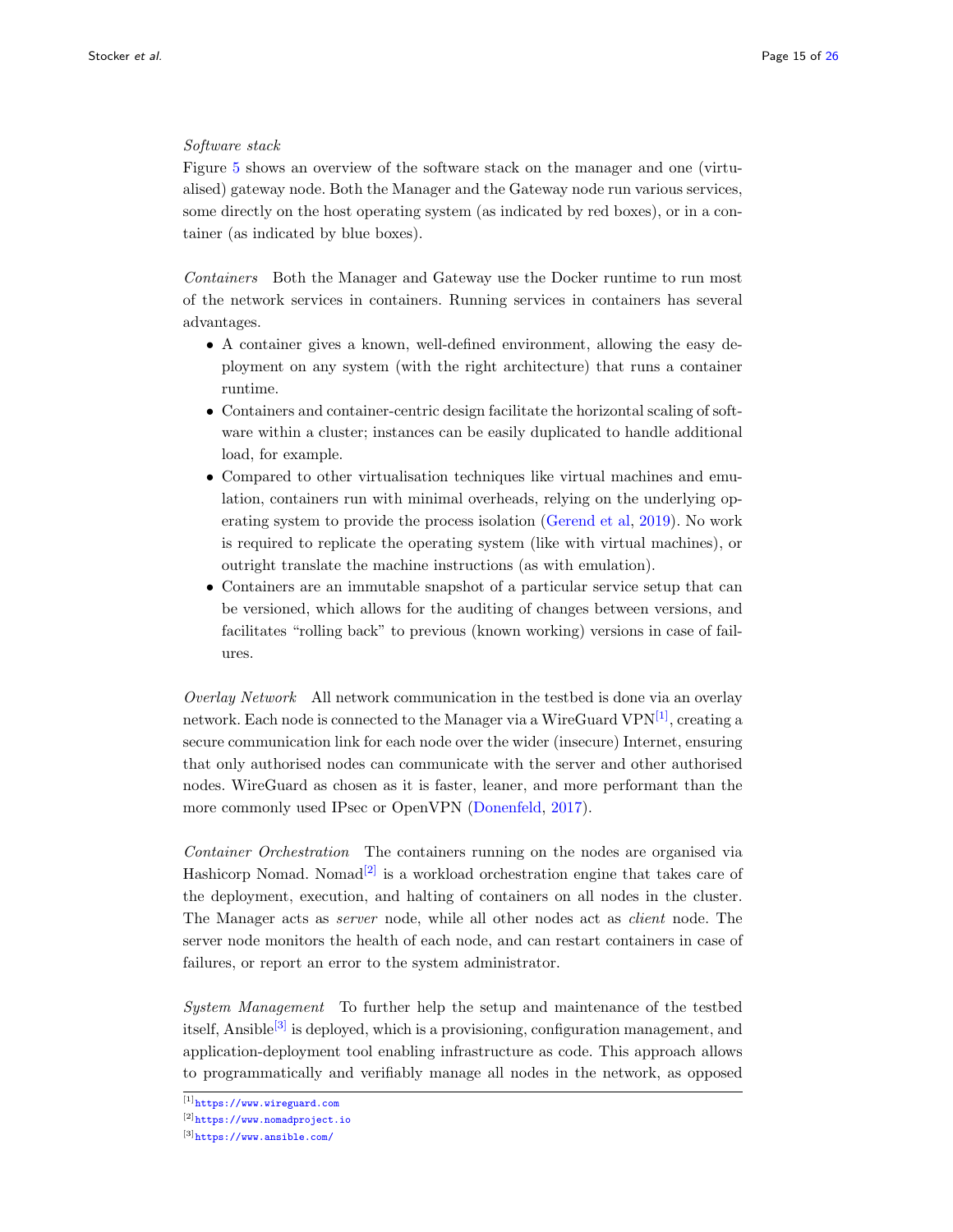*Software stack*

Figure 5 shows an overview of the software stack on the manager and one (virtualised) gateway node. Both the Manager and the Gateway node run various services, some directly on the host operating system (as indicated by red boxes), or in a container (as indicated by blue boxes).

*Containers* Both the Manager and Gateway use the Docker runtime to run most of the network services in containers. Running services in containers has several advantages.

- A container gives a known, well-defined environment, allowing the easy deployment on any system (with the right architecture) that runs a container runtime.
- Containers and container-centric design facilitate the horizontal scaling of software within a cluster; instances can be easily duplicated to handle additional load, for example.
- Compared to other virtualisation techniques like virtual machines and emulation, containers run with minimal overheads, relying on the underlying operating system to provide the process isolation (Gerend et al, 2019). No work is required to replicate the operating system (like with virtual machines), or outright translate the machine instructions (as with emulation).
- Containers are an immutable snapshot of a particular service setup that can be versioned, which allows for the auditing of changes between versions, and facilitates "rolling back" to previous (known working) versions in case of failures.

*Overlay Network* All network communication in the testbed is done via an overlay network. Each node is connected to the Manager via a WireGuard VPN[1], creating a secure communication link for each node over the wider (insecure) Internet, ensuring that only authorised nodes can communicate with the server and other authorised nodes. WireGuard as chosen as it is faster, leaner, and more performant than the more commonly used IPsec or OpenVPN (Donenfeld, 2017).

*Container Orchestration* The containers running on the nodes are organised via Hashicorp Nomad. Nomad[2] is a workload orchestration engine that takes care of the deployment, execution, and halting of containers on all nodes in the cluster. The Manager acts as *server* node, while all other nodes act as *client* node. The server node monitors the health of each node, and can restart containers in case of failures, or report an error to the system administrator.

*System Management* To further help the setup and maintenance of the testbed itself, Ansible[3] is deployed, which is a provisioning, configuration management, and application-deployment tool enabling infrastructure as code. This approach allows to programmatically and verifiably manage all nodes in the network, as opposed

[1] https://www.wireguard.com

[2] https://www.nomadproject.io

[3] https://www.ansible.com/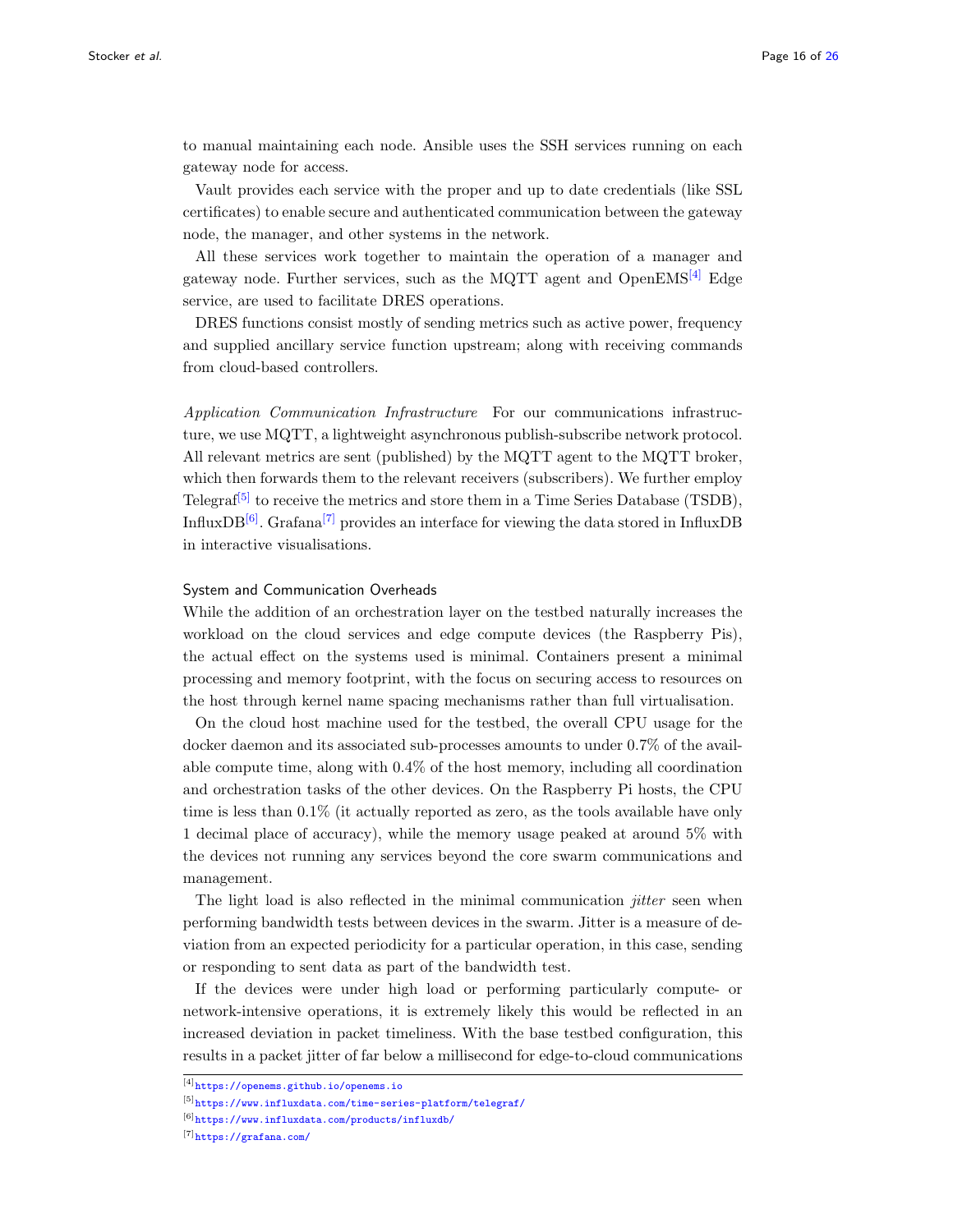to manual maintaining each node. Ansible uses the SSH services running on each gateway node for access.

Vault provides each service with the proper and up to date credentials (like SSL certificates) to enable secure and authenticated communication between the gateway node, the manager, and other systems in the network.

All these services work together to maintain the operation of a manager and gateway node. Further services, such as the MQTT agent and OpenEMS[4] Edge service, are used to facilitate DRES operations.

DRES functions consist mostly of sending metrics such as active power, frequency and supplied ancillary service function upstream; along with receiving commands from cloud-based controllers.

*Application Communication Infrastructure* For our communications infrastructure, we use MQTT, a lightweight asynchronous publish-subscribe network protocol. All relevant metrics are sent (published) by the MQTT agent to the MQTT broker, which then forwards them to the relevant receivers (subscribers). We further employ Telegraf[5] to receive the metrics and store them in a Time Series Database (TSDB), InfluxDB[6]. Grafana[7] provides an interface for viewing the data stored in InfluxDB in interactive visualisations.

### System and Communication Overheads

While the addition of an orchestration layer on the testbed naturally increases the workload on the cloud services and edge compute devices (the Raspberry Pis), the actual effect on the systems used is minimal. Containers present a minimal processing and memory footprint, with the focus on securing access to resources on the host through kernel name spacing mechanisms rather than full virtualisation.

On the cloud host machine used for the testbed, the overall CPU usage for the docker daemon and its associated sub-processes amounts to under 0.7% of the available compute time, along with 0.4% of the host memory, including all coordination and orchestration tasks of the other devices. On the Raspberry Pi hosts, the CPU time is less than 0.1% (it actually reported as zero, as the tools available have only 1 decimal place of accuracy), while the memory usage peaked at around 5% with the devices not running any services beyond the core swarm communications and management.

The light load is also reflected in the minimal communication *jitter* seen when performing bandwidth tests between devices in the swarm. Jitter is a measure of deviation from an expected periodicity for a particular operation, in this case, sending or responding to sent data as part of the bandwidth test.

If the devices were under high load or performing particularly compute- or network-intensive operations, it is extremely likely this would be reflected in an increased deviation in packet timeliness. With the base testbed configuration, this results in a packet jitter of far below a millisecond for edge-to-cloud communications

[4] https://openems.github.io/openems.io

[5] https://www.influxdata.com/time-series-platform/telegraf/

[6] https://www.influxdata.com/products/influxdb/

[7] https://grafana.com/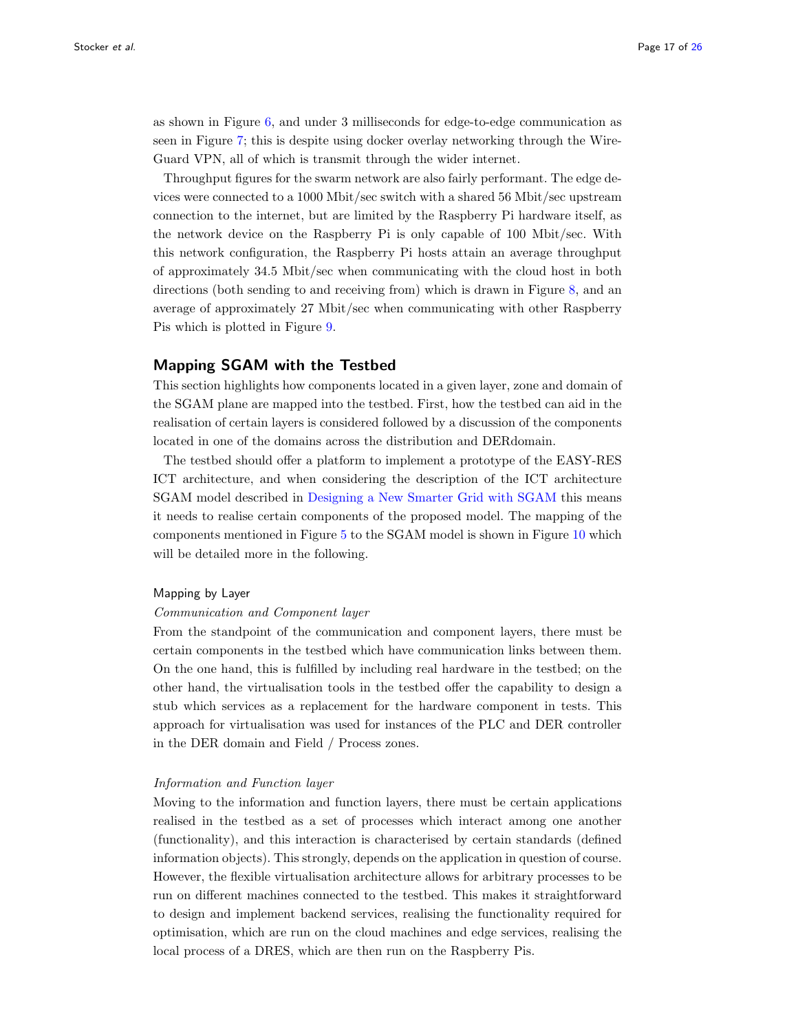as shown in Figure 6, and under 3 milliseconds for edge-to-edge communication as seen in Figure 7; this is despite using docker overlay networking through the WireGuard VPN, all of which is transmit through the wider internet.

Throughput figures for the swarm network are also fairly performant. The edge devices were connected to a 1000 Mbit/sec switch with a shared 56 Mbit/sec upstream connection to the internet, but are limited by the Raspberry Pi hardware itself, as the network device on the Raspberry Pi is only capable of 100 Mbit/sec. With this network configuration, the Raspberry Pi hosts attain an average throughput of approximately 34.5 Mbit/sec when communicating with the cloud host in both directions (both sending to and receiving from) which is drawn in Figure 8, and an average of approximately 27 Mbit/sec when communicating with other Raspberry Pis which is plotted in Figure 9.

## Mapping SGAM with the Testbed

This section highlights how components located in a given layer, zone and domain of the SGAM plane are mapped into the testbed. First, how the testbed can aid in the realisation of certain layers is considered followed by a discussion of the components located in one of the domains across the distribution and DERdomain.

The testbed should offer a platform to implement a prototype of the EASY-RES ICT architecture, and when considering the description of the ICT architecture SGAM model described in Designing a New Smarter Grid with SGAM this means it needs to realise certain components of the proposed model. The mapping of the components mentioned in Figure 5 to the SGAM model is shown in Figure 10 which will be detailed more in the following.

### Mapping by Layer

*Communication and Component layer*

From the standpoint of the communication and component layers, there must be certain components in the testbed which have communication links between them. On the one hand, this is fulfilled by including real hardware in the testbed; on the other hand, the virtualisation tools in the testbed offer the capability to design a stub which services as a replacement for the hardware component in tests. This approach for virtualisation was used for instances of the PLC and DER controller in the DER domain and Field / Process zones.

*Information and Function layer*

Moving to the information and function layers, there must be certain applications realised in the testbed as a set of processes which interact among one another (functionality), and this interaction is characterised by certain standards (defined information objects). This strongly, depends on the application in question of course. However, the flexible virtualisation architecture allows for arbitrary processes to be run on different machines connected to the testbed. This makes it straightforward to design and implement backend services, realising the functionality required for optimisation, which are run on the cloud machines and edge services, realising the local process of a DRES, which are then run on the Raspberry Pis.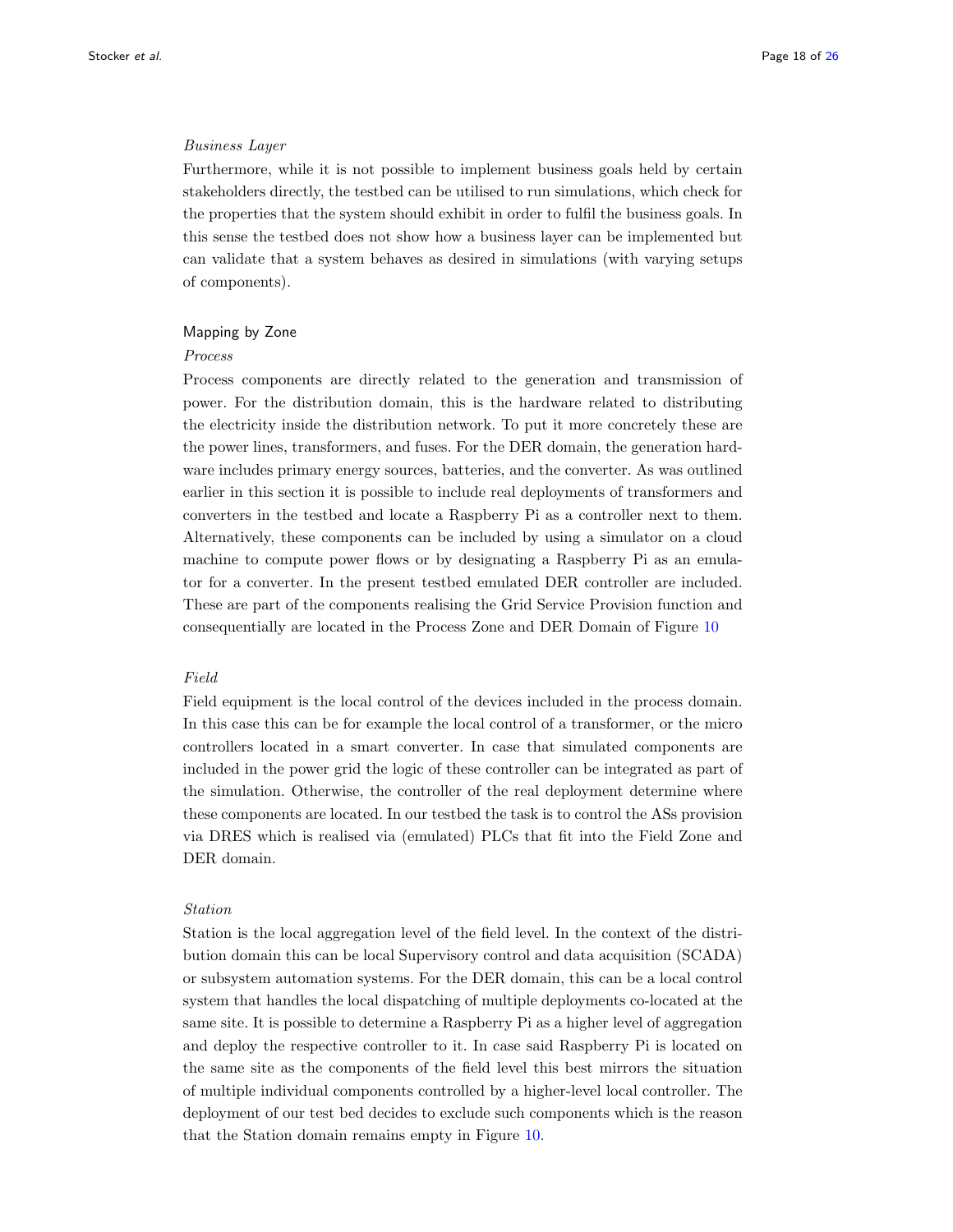*Business Layer*

Furthermore, while it is not possible to implement business goals held by certain stakeholders directly, the testbed can be utilised to run simulations, which check for the properties that the system should exhibit in order to fulfil the business goals. In this sense the testbed does not show how a business layer can be implemented but can validate that a system behaves as desired in simulations (with varying setups of components).

### Mapping by Zone

*Process*

Process components are directly related to the generation and transmission of power. For the distribution domain, this is the hardware related to distributing the electricity inside the distribution network. To put it more concretely these are the power lines, transformers, and fuses. For the DER domain, the generation hardware includes primary energy sources, batteries, and the converter. As was outlined earlier in this section it is possible to include real deployments of transformers and converters in the testbed and locate a Raspberry Pi as a controller next to them. Alternatively, these components can be included by using a simulator on a cloud machine to compute power flows or by designating a Raspberry Pi as an emulator for a converter. In the present testbed emulated DER controller are included. These are part of the components realising the Grid Service Provision function and consequentially are located in the Process Zone and DER Domain of Figure 10

*Field*

Field equipment is the local control of the devices included in the process domain. In this case this can be for example the local control of a transformer, or the micro controllers located in a smart converter. In case that simulated components are included in the power grid the logic of these controller can be integrated as part of the simulation. Otherwise, the controller of the real deployment determine where these components are located. In our testbed the task is to control the ASs provision via DRES which is realised via (emulated) PLCs that fit into the Field Zone and DER domain.

*Station*

Station is the local aggregation level of the field level. In the context of the distribution domain this can be local Supervisory control and data acquisition (SCADA) or subsystem automation systems. For the DER domain, this can be a local control system that handles the local dispatching of multiple deployments co-located at the same site. It is possible to determine a Raspberry Pi as a higher level of aggregation and deploy the respective controller to it. In case said Raspberry Pi is located on the same site as the components of the field level this best mirrors the situation of multiple individual components controlled by a higher-level local controller. The deployment of our test bed decides to exclude such components which is the reason that the Station domain remains empty in Figure 10.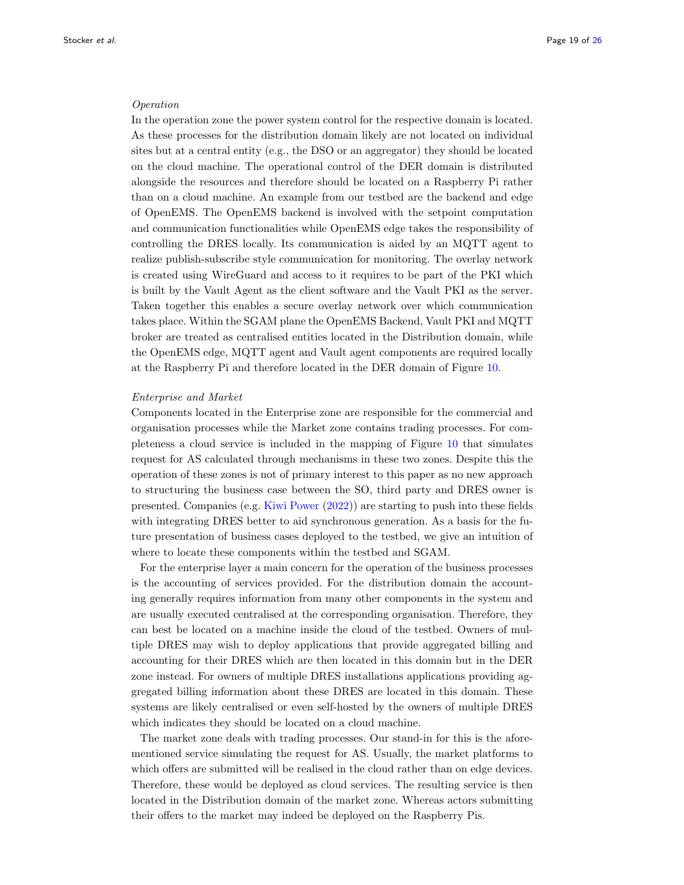*Operation*

In the operation zone the power system control for the respective domain is located. As these processes for the distribution domain likely are not located on individual sites but at a central entity (e.g., the DSO or an aggregator) they should be located on the cloud machine. The operational control of the DER domain is distributed alongside the resources and therefore should be located on a Raspberry Pi rather than on a cloud machine. An example from our testbed are the backend and edge of OpenEMS. The OpenEMS backend is involved with the setpoint computation and communication functionalities while OpenEMS edge takes the responsibility of controlling the DRES locally. Its communication is aided by an MQTT agent to realize publish-subscribe style communication for monitoring. The overlay network is created using WireGuard and access to it requires to be part of the PKI which is built by the Vault Agent as the client software and the Vault PKI as the server. Taken together this enables a secure overlay network over which communication takes place. Within the SGAM plane the OpenEMS Backend, Vault PKI and MQTT broker are treated as centralised entities located in the Distribution domain, while the OpenEMS edge, MQTT agent and Vault agent components are required locally at the Raspberry Pi and therefore located in the DER domain of Figure 10.

*Enterprise and Market*

Components located in the Enterprise zone are responsible for the commercial and organisation processes while the Market zone contains trading processes. For completeness a cloud service is included in the mapping of Figure 10 that simulates request for AS calculated through mechanisms in these two zones. Despite this the operation of these zones is not of primary interest to this paper as no new approach to structuring the business case between the SO, third party and DRES owner is presented. Companies (e.g. Kiwi Power (2022)) are starting to push into these fields with integrating DRES better to aid synchronous generation. As a basis for the future presentation of business cases deployed to the testbed, we give an intuition of where to locate these components within the testbed and SGAM.

For the enterprise layer a main concern for the operation of the business processes is the accounting of services provided. For the distribution domain the accounting generally requires information from many other components in the system and are usually executed centralised at the corresponding organisation. Therefore, they can best be located on a machine inside the cloud of the testbed. Owners of multiple DRES may wish to deploy applications that provide aggregated billing and accounting for their DRES which are then located in this domain but in the DER zone instead. For owners of multiple DRES installations applications providing aggregated billing information about these DRES are located in this domain. These systems are likely centralised or even self-hosted by the owners of multiple DRES which indicates they should be located on a cloud machine.

The market zone deals with trading processes. Our stand-in for this is the aforementioned service simulating the request for AS. Usually, the market platforms to which offers are submitted will be realised in the cloud rather than on edge devices. Therefore, these would be deployed as cloud services. The resulting service is then located in the Distribution domain of the market zone. Whereas actors submitting their offers to the market may indeed be deployed on the Raspberry Pis.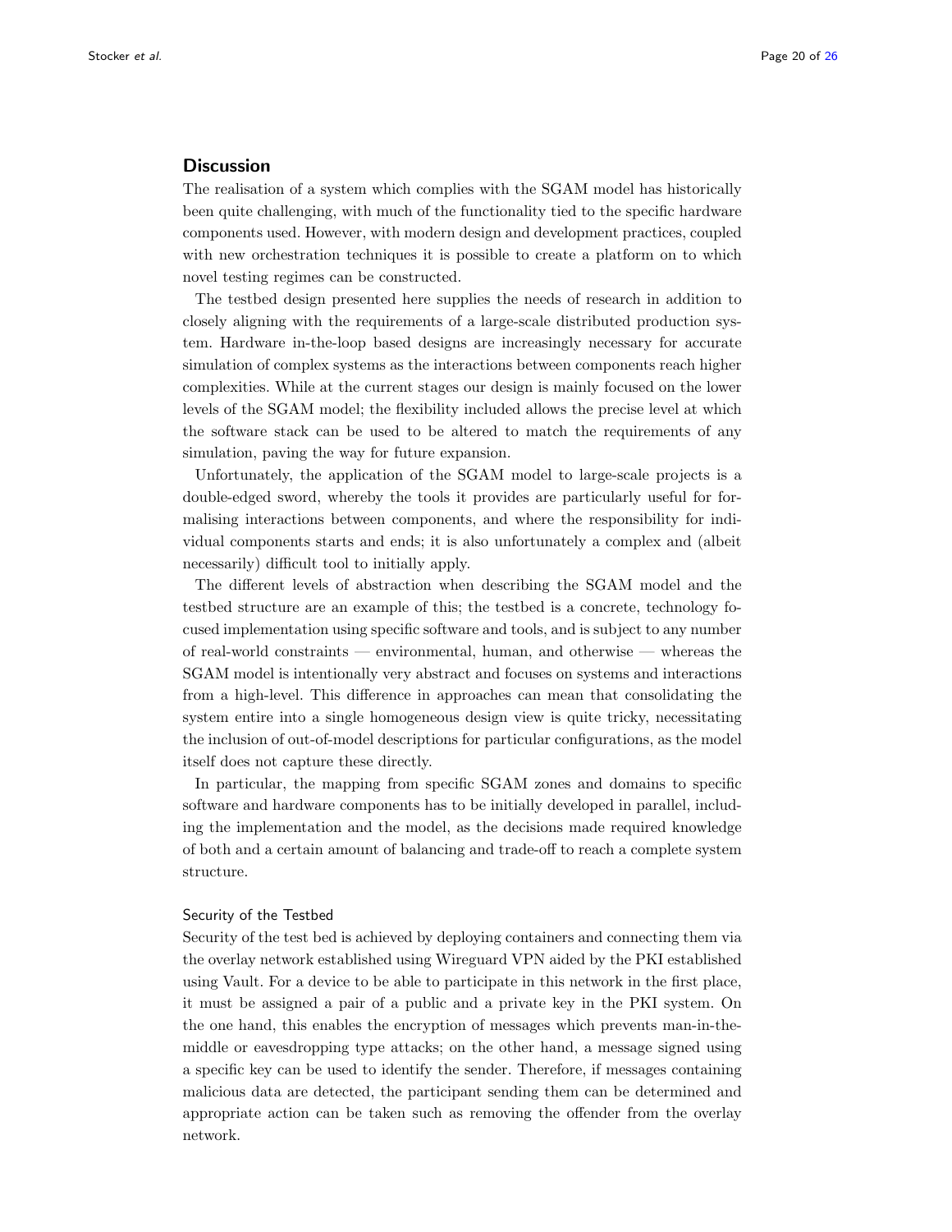## Discussion

The realisation of a system which complies with the SGAM model has historically been quite challenging, with much of the functionality tied to the specific hardware components used. However, with modern design and development practices, coupled with new orchestration techniques it is possible to create a platform on to which novel testing regimes can be constructed.

The testbed design presented here supplies the needs of research in addition to closely aligning with the requirements of a large-scale distributed production system. Hardware in-the-loop based designs are increasingly necessary for accurate simulation of complex systems as the interactions between components reach higher complexities. While at the current stages our design is mainly focused on the lower levels of the SGAM model; the flexibility included allows the precise level at which the software stack can be used to be altered to match the requirements of any simulation, paving the way for future expansion.

Unfortunately, the application of the SGAM model to large-scale projects is a double-edged sword, whereby the tools it provides are particularly useful for formalising interactions between components, and where the responsibility for individual components starts and ends; it is also unfortunately a complex and (albeit necessarily) difficult tool to initially apply.

The different levels of abstraction when describing the SGAM model and the testbed structure are an example of this; the testbed is a concrete, technology focused implementation using specific software and tools, and is subject to any number of real-world constraints — environmental, human, and otherwise — whereas the SGAM model is intentionally very abstract and focuses on systems and interactions from a high-level. This difference in approaches can mean that consolidating the system entire into a single homogeneous design view is quite tricky, necessitating the inclusion of out-of-model descriptions for particular configurations, as the model itself does not capture these directly.

In particular, the mapping from specific SGAM zones and domains to specific software and hardware components has to be initially developed in parallel, including the implementation and the model, as the decisions made required knowledge of both and a certain amount of balancing and trade-off to reach a complete system structure.

### Security of the Testbed

Security of the test bed is achieved by deploying containers and connecting them via the overlay network established using Wireguard VPN aided by the PKI established using Vault. For a device to be able to participate in this network in the first place, it must be assigned a pair of a public and a private key in the PKI system. On the one hand, this enables the encryption of messages which prevents man-in-the-middle or eavesdropping type attacks; on the other hand, a message signed using a specific key can be used to identify the sender. Therefore, if messages containing malicious data are detected, the participant sending them can be determined and appropriate action can be taken such as removing the offender from the overlay network.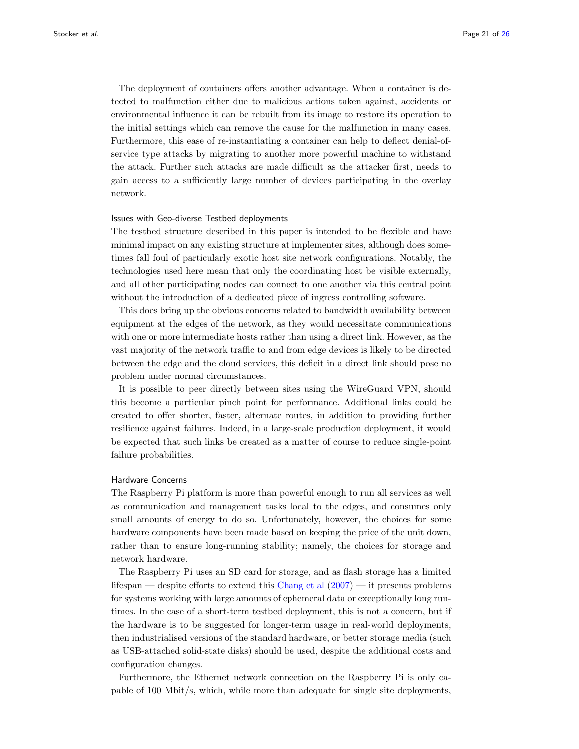The deployment of containers offers another advantage. When a container is detected to malfunction either due to malicious actions taken against, accidents or environmental influence it can be rebuilt from its image to restore its operation to the initial settings which can remove the cause for the malfunction in many cases. Furthermore, this ease of re-instantiating a container can help to deflect denial-of-service type attacks by migrating to another more powerful machine to withstand the attack. Further such attacks are made difficult as the attacker first, needs to gain access to a sufficiently large number of devices participating in the overlay network.

### Issues with Geo-diverse Testbed deployments

The testbed structure described in this paper is intended to be flexible and have minimal impact on any existing structure at implementer sites, although does sometimes fall foul of particularly exotic host site network configurations. Notably, the technologies used here mean that only the coordinating host be visible externally, and all other participating nodes can connect to one another via this central point without the introduction of a dedicated piece of ingress controlling software.

This does bring up the obvious concerns related to bandwidth availability between equipment at the edges of the network, as they would necessitate communications with one or more intermediate hosts rather than using a direct link. However, as the vast majority of the network traffic to and from edge devices is likely to be directed between the edge and the cloud services, this deficit in a direct link should pose no problem under normal circumstances.

It is possible to peer directly between sites using the WireGuard VPN, should this become a particular pinch point for performance. Additional links could be created to offer shorter, faster, alternate routes, in addition to providing further resilience against failures. Indeed, in a large-scale production deployment, it would be expected that such links be created as a matter of course to reduce single-point failure probabilities.

### Hardware Concerns

The Raspberry Pi platform is more than powerful enough to run all services as well as communication and management tasks local to the edges, and consumes only small amounts of energy to do so. Unfortunately, however, the choices for some hardware components have been made based on keeping the price of the unit down, rather than to ensure long-running stability; namely, the choices for storage and network hardware.

The Raspberry Pi uses an SD card for storage, and as flash storage has a limited lifespan — despite efforts to extend this Chang et al (2007) — it presents problems for systems working with large amounts of ephemeral data or exceptionally long runtimes. In the case of a short-term testbed deployment, this is not a concern, but if the hardware is to be suggested for longer-term usage in real-world deployments, then industrialised versions of the standard hardware, or better storage media (such as USB-attached solid-state disks) should be used, despite the additional costs and configuration changes.

Furthermore, the Ethernet network connection on the Raspberry Pi is only capable of 100 Mbit/s, which, while more than adequate for single site deployments,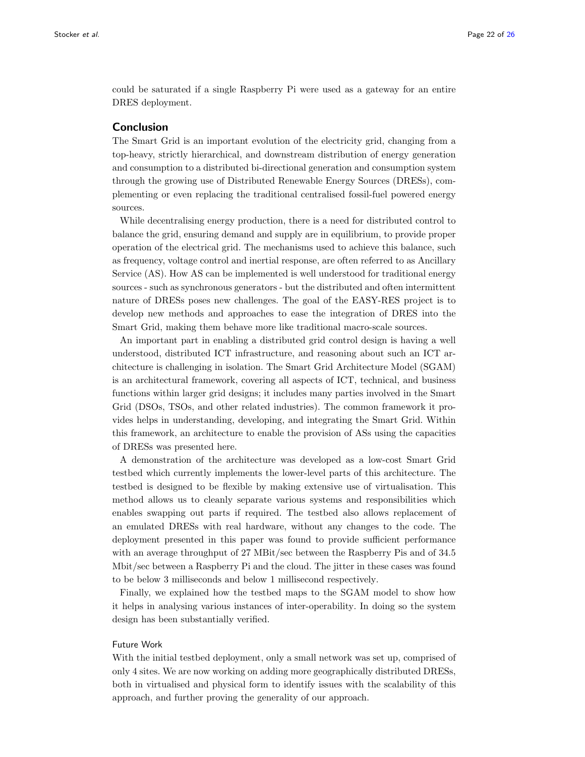could be saturated if a single Raspberry Pi were used as a gateway for an entire DRES deployment.

## Conclusion

The Smart Grid is an important evolution of the electricity grid, changing from a top-heavy, strictly hierarchical, and downstream distribution of energy generation and consumption to a distributed bi-directional generation and consumption system through the growing use of Distributed Renewable Energy Sources (DRESs), complementing or even replacing the traditional centralised fossil-fuel powered energy sources.

While decentralising energy production, there is a need for distributed control to balance the grid, ensuring demand and supply are in equilibrium, to provide proper operation of the electrical grid. The mechanisms used to achieve this balance, such as frequency, voltage control and inertial response, are often referred to as Ancillary Service (AS). How AS can be implemented is well understood for traditional energy sources - such as synchronous generators - but the distributed and often intermittent nature of DRESs poses new challenges. The goal of the EASY-RES project is to develop new methods and approaches to ease the integration of DRES into the Smart Grid, making them behave more like traditional macro-scale sources.

An important part in enabling a distributed grid control design is having a well understood, distributed ICT infrastructure, and reasoning about such an ICT architecture is challenging in isolation. The Smart Grid Architecture Model (SGAM) is an architectural framework, covering all aspects of ICT, technical, and business functions within larger grid designs; it includes many parties involved in the Smart Grid (DSOs, TSOs, and other related industries). The common framework it provides helps in understanding, developing, and integrating the Smart Grid. Within this framework, an architecture to enable the provision of ASs using the capacities of DRESs was presented here.

A demonstration of the architecture was developed as a low-cost Smart Grid testbed which currently implements the lower-level parts of this architecture. The testbed is designed to be flexible by making extensive use of virtualisation. This method allows us to cleanly separate various systems and responsibilities which enables swapping out parts if required. The testbed also allows replacement of an emulated DRESs with real hardware, without any changes to the code. The deployment presented in this paper was found to provide sufficient performance with an average throughput of 27 MBit/sec between the Raspberry Pis and of 34.5 Mbit/sec between a Raspberry Pi and the cloud. The jitter in these cases was found to be below 3 milliseconds and below 1 millisecond respectively.

Finally, we explained how the testbed maps to the SGAM model to show how it helps in analysing various instances of inter-operability. In doing so the system design has been substantially verified.

### Future Work

With the initial testbed deployment, only a small network was set up, comprised of only 4 sites. We are now working on adding more geographically distributed DRESs, both in virtualised and physical form to identify issues with the scalability of this approach, and further proving the generality of our approach.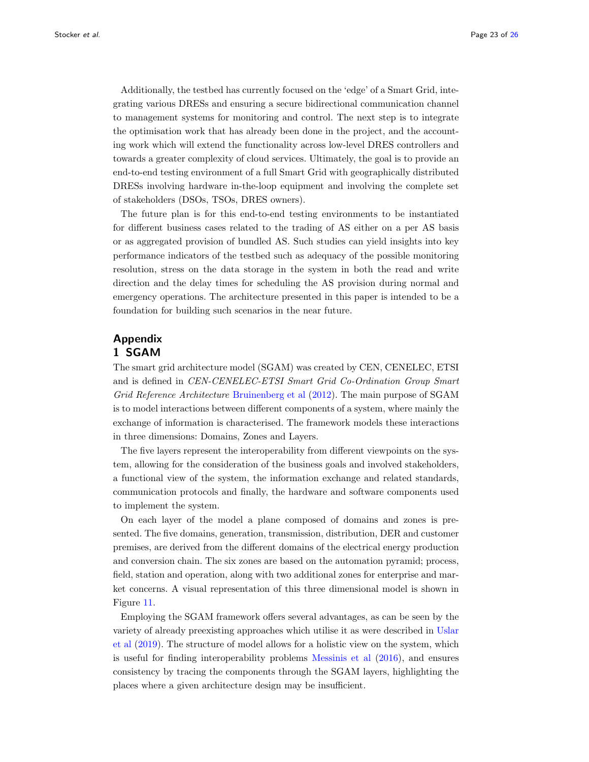Additionally, the testbed has currently focused on the 'edge' of a Smart Grid, integrating various DRESs and ensuring a secure bidirectional communication channel to management systems for monitoring and control. The next step is to integrate the optimisation work that has already been done in the project, and the accounting work which will extend the functionality across low-level DRES controllers and towards a greater complexity of cloud services. Ultimately, the goal is to provide an end-to-end testing environment of a full Smart Grid with geographically distributed DRESs involving hardware in-the-loop equipment and involving the complete set of stakeholders (DSOs, TSOs, DRES owners).

The future plan is for this end-to-end testing environments to be instantiated for different business cases related to the trading of AS either on a per AS basis or as aggregated provision of bundled AS. Such studies can yield insights into key performance indicators of the testbed such as adequacy of the possible monitoring resolution, stress on the data storage in the system in both the read and write direction and the delay times for scheduling the AS provision during normal and emergency operations. The architecture presented in this paper is intended to be a foundation for building such scenarios in the near future.

## Appendix

### 1 SGAM

The smart grid architecture model (SGAM) was created by CEN, CENELEC, ETSI and is defined in *CEN-CENELEC-ETSI Smart Grid Co-Ordination Group Smart Grid Reference Architecture* Bruinenberg et al (2012). The main purpose of SGAM is to model interactions between different components of a system, where mainly the exchange of information is characterised. The framework models these interactions in three dimensions: Domains, Zones and Layers.

The five layers represent the interoperability from different viewpoints on the system, allowing for the consideration of the business goals and involved stakeholders, a functional view of the system, the information exchange and related standards, communication protocols and finally, the hardware and software components used to implement the system.

On each layer of the model a plane composed of domains and zones is presented. The five domains, generation, transmission, distribution, DER and customer premises, are derived from the different domains of the electrical energy production and conversion chain. The six zones are based on the automation pyramid; process, field, station and operation, along with two additional zones for enterprise and market concerns. A visual representation of this three dimensional model is shown in Figure 11.

Employing the SGAM framework offers several advantages, as can be seen by the variety of already preexisting approaches which utilise it as were described in Uslar et al (2019). The structure of model allows for a holistic view on the system, which is useful for finding interoperability problems Messinis et al (2016), and ensures consistency by tracing the components through the SGAM layers, highlighting the places where a given architecture design may be insufficient.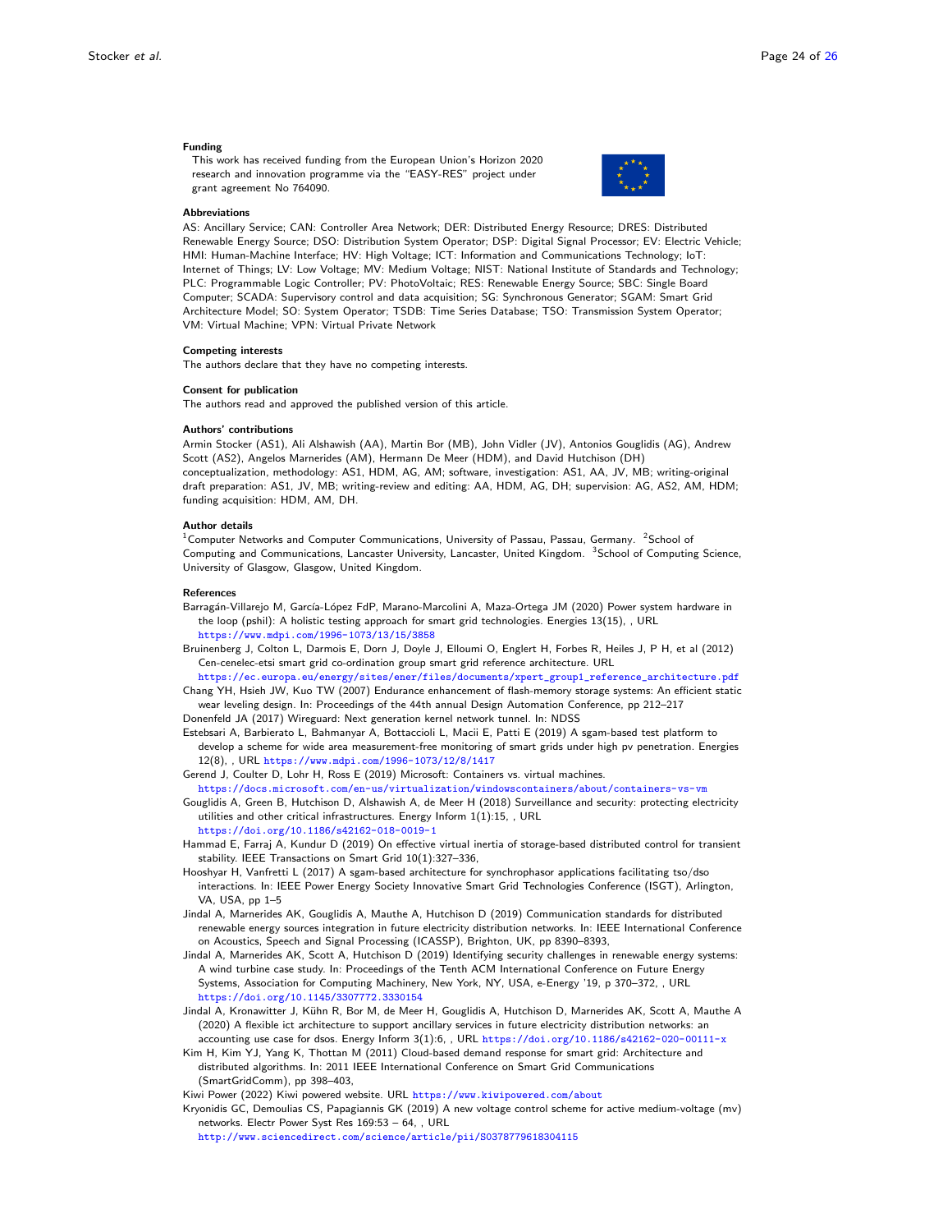### Funding

This work has received funding from the European Union's Horizon 2020 research and innovation programme via the "EASY-RES" project under grant agreement No 764090.

### Abbreviations

AS: Ancillary Service; CAN: Controller Area Network; DER: Distributed Energy Resource; DRES: Distributed Renewable Energy Source; DSO: Distribution System Operator; DSP: Digital Signal Processor; EV: Electric Vehicle; HMI: Human-Machine Interface; HV: High Voltage; ICT: Information and Communications Technology; IoT: Internet of Things; LV: Low Voltage; MV: Medium Voltage; NIST: National Institute of Standards and Technology; PLC: Programmable Logic Controller; PV: PhotoVoltaic; RES: Renewable Energy Source; SBC: Single Board Computer; SCADA: Supervisory control and data acquisition; SG: Synchronous Generator; SGAM: Smart Grid Architecture Model; SO: System Operator; TSDB: Time Series Database; TSO: Transmission System Operator; VM: Virtual Machine; VPN: Virtual Private Network

### Competing interests

The authors declare that they have no competing interests.

### Consent for publication

The authors read and approved the published version of this article.

### Authors' contributions

Armin Stocker (AS1), Ali Alshawish (AA), Martin Bor (MB), John Vidler (JV), Antonios Gouglidis (AG), Andrew Scott (AS2), Angelos Marnerides (AM), Hermann De Meer (HDM), and David Hutchison (DH) conceptualization, methodology: AS1, HDM, AG, AM; software, investigation: AS1, AA, JV, MB; writing-original draft preparation: AS1, JV, MB; writing-review and editing: AA, HDM, AG, DH; supervision: AG, AS2, AM, HDM; funding acquisition: HDM, AM, DH.

### Author details

[1]Computer Networks and Computer Communications, University of Passau, Passau, Germany. [2]School of Computing and Communications, Lancaster University, Lancaster, United Kingdom. [3]School of Computing Science, University of Glasgow, Glasgow, United Kingdom.

### References

Barragán-Villarejo M, García-López FdP, Marano-Marcolini A, Maza-Ortega JM (2020) Power system hardware in the loop (pshil): A holistic testing approach for smart grid technologies. Energies 13(15), , URL https://www.mdpi.com/1996-1073/13/15/3858

Bruinenberg J, Colton L, Darmois E, Dorn J, Doyle J, Elloumi O, Englert H, Forbes R, Heiles J, P H, et al (2012) Cen-cenelec-etsi smart grid co-ordination group smart grid reference architecture. URL https://ec.europa.eu/energy/sites/ener/files/documents/xpert_group1_reference_architecture.pdf

Chang YH, Hsieh JW, Kuo TW (2007) Endurance enhancement of flash-memory storage systems: An efficient static wear leveling design. In: Proceedings of the 44th annual Design Automation Conference, pp 212–217

Donenfeld JA (2017) Wireguard: Next generation kernel network tunnel. In: NDSS

Estebsari A, Barbierato L, Bahmanyar A, Bottaccioli L, Macii E, Patti E (2019) A sgam-based test platform to develop a scheme for wide area measurement-free monitoring of smart grids under high pv penetration. Energies 12(8), , URL https://www.mdpi.com/1996-1073/12/8/1417

Gerend J, Coulter D, Lohr H, Ross E (2019) Microsoft: Containers vs. virtual machines. https://docs.microsoft.com/en-us/virtualization/windowscontainers/about/containers-vs-vm

Gouglidis A, Green B, Hutchison D, Alshawish A, de Meer H (2018) Surveillance and security: protecting electricity utilities and other critical infrastructures. Energy Inform 1(1):15, , URL https://doi.org/10.1186/s42162-018-0019-1

Hammad E, Farraj A, Kundur D (2019) On effective virtual inertia of storage-based distributed control for transient stability. IEEE Transactions on Smart Grid 10(1):327–336,

Hooshyar H, Vanfretti L (2017) A sgam-based architecture for synchrophasor applications facilitating tso/dso interactions. In: IEEE Power Energy Society Innovative Smart Grid Technologies Conference (ISGT), Arlington, VA, USA, pp 1–5

Jindal A, Marnerides AK, Gouglidis A, Mauthe A, Hutchison D (2019) Communication standards for distributed renewable energy sources integration in future electricity distribution networks. In: IEEE International Conference on Acoustics, Speech and Signal Processing (ICASSP), Brighton, UK, pp 8390–8393,

Jindal A, Marnerides AK, Scott A, Hutchison D (2019) Identifying security challenges in renewable energy systems: A wind turbine case study. In: Proceedings of the Tenth ACM International Conference on Future Energy Systems, Association for Computing Machinery, New York, NY, USA, e-Energy '19, p 370–372, , URL https://doi.org/10.1145/3307772.3330154

Jindal A, Kronawitter J, Kühn R, Bor M, de Meer H, Gouglidis A, Hutchison D, Marnerides AK, Scott A, Mauthe A (2020) A flexible ict architecture to support ancillary services in future electricity distribution networks: an accounting use case for dsos. Energy Inform 3(1):6, , URL https://doi.org/10.1186/s42162-020-00111-x

Kim H, Kim YJ, Yang K, Thottan M (2011) Cloud-based demand response for smart grid: Architecture and distributed algorithms. In: 2011 IEEE International Conference on Smart Grid Communications (SmartGridComm), pp 398–403,

Kiwi Power (2022) Kiwi powered website. URL https://www.kiwipowered.com/about

Kryonidis GC, Demoulias CS, Papagiannis GK (2019) A new voltage control scheme for active medium-voltage (mv) networks. Electr Power Syst Res 169:53 – 64, , URL http://www.sciencedirect.com/science/article/pii/S0378779618304115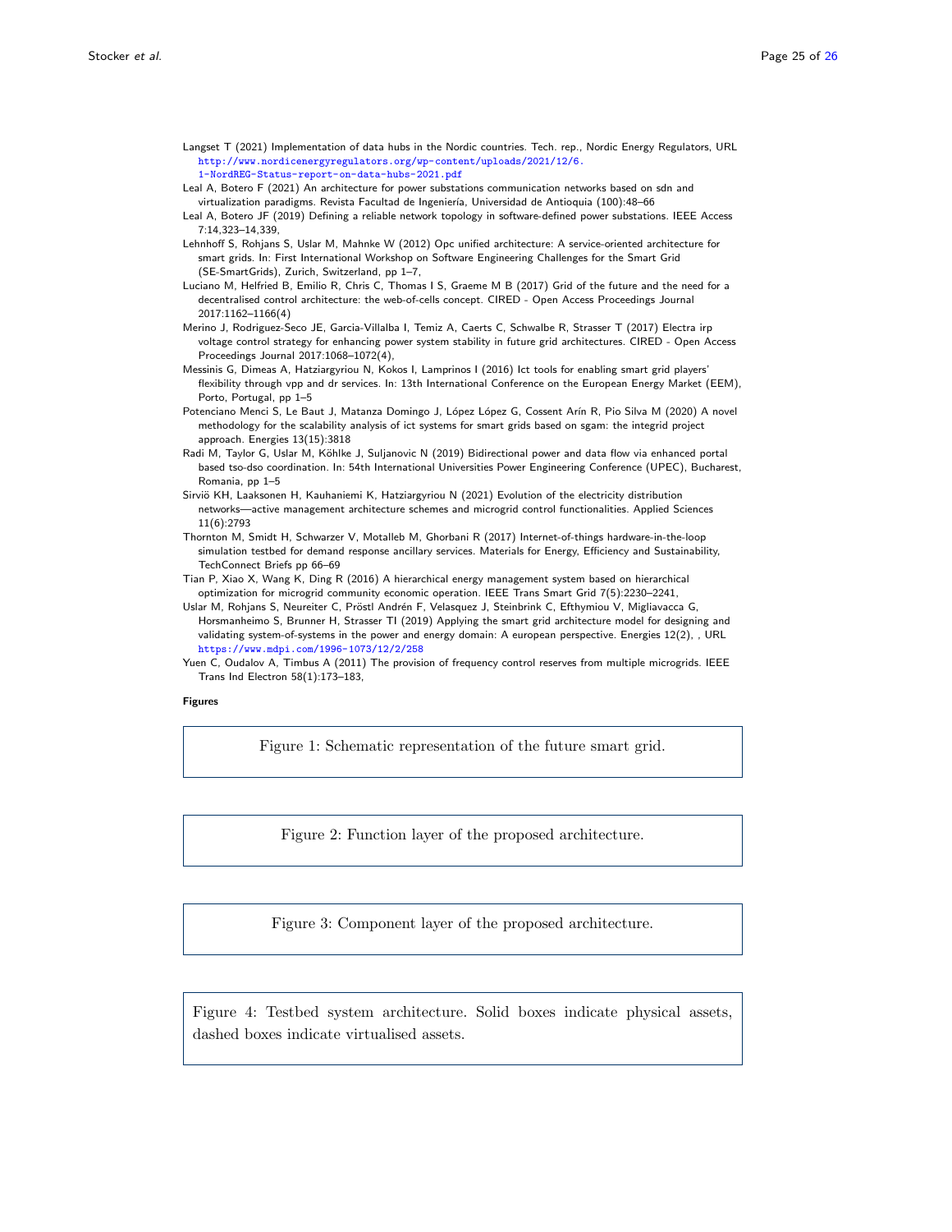Langset T (2021) Implementation of data hubs in the Nordic countries. Tech. rep., Nordic Energy Regulators, URL http://www.nordicenergyregulators.org/wp-content/uploads/2021/12/6.1-NordREG-Status-report-on-data-hubs-2021.pdf

Leal A, Botero F (2021) An architecture for power substations communication networks based on sdn and virtualization paradigms. Revista Facultad de Ingeniería, Universidad de Antioquia (100):48–66

Leal A, Botero JF (2019) Defining a reliable network topology in software-defined power substations. IEEE Access 7:14,323–14,339,

Lehnhoff S, Rohjans S, Uslar M, Mahnke W (2012) Opc unified architecture: A service-oriented architecture for smart grids. In: First International Workshop on Software Engineering Challenges for the Smart Grid (SE-SmartGrids), Zurich, Switzerland, pp 1–7,

Luciano M, Helfried B, Emilio R, Chris C, Thomas I S, Graeme M B (2017) Grid of the future and the need for a decentralised control architecture: the web-of-cells concept. CIRED - Open Access Proceedings Journal 2017:1162–1166(4)

Merino J, Rodriguez-Seco JE, Garcia-Villalba I, Temiz A, Caerts C, Schwalbe R, Strasser T (2017) Electra irp voltage control strategy for enhancing power system stability in future grid architectures. CIRED - Open Access Proceedings Journal 2017:1068–1072(4),

Messinis G, Dimeas A, Hatziargyriou N, Kokos I, Lamprinos I (2016) Ict tools for enabling smart grid players' flexibility through vpp and dr services. In: 13th International Conference on the European Energy Market (EEM), Porto, Portugal, pp 1–5

Potenciano Menci S, Le Baut J, Matanza Domingo J, López López G, Cossent Arín R, Pio Silva M (2020) A novel methodology for the scalability analysis of ict systems for smart grids based on sgam: the integrid project approach. Energies 13(15):3818

Radi M, Taylor G, Uslar M, Köhlke J, Suljanovic N (2019) Bidirectional power and data flow via enhanced portal based tso-dso coordination. In: 54th International Universities Power Engineering Conference (UPEC), Bucharest, Romania, pp 1–5

Sirviö KH, Laaksonen H, Kauhaniemi K, Hatziargyriou N (2021) Evolution of the electricity distribution networks—active management architecture schemes and microgrid control functionalities. Applied Sciences 11(6):2793

Thornton M, Smidt H, Schwarzer V, Motalleb M, Ghorbani R (2017) Internet-of-things hardware-in-the-loop simulation testbed for demand response ancillary services. Materials for Energy, Efficiency and Sustainability, TechConnect Briefs pp 66–69

Tian P, Xiao X, Wang K, Ding R (2016) A hierarchical energy management system based on hierarchical optimization for microgrid community economic operation. IEEE Trans Smart Grid 7(5):2230–2241,

Uslar M, Rohjans S, Neureiter C, Pröstl Andrén F, Velasquez J, Steinbrink C, Efthymiou V, Migliavacca G, Horsmanheimo S, Brunner H, Strasser TI (2019) Applying the smart grid architecture model for designing and validating system-of-systems in the power and energy domain: A european perspective. Energies 12(2), , URL https://www.mdpi.com/1996-1073/12/2/258

Yuen C, Oudalov A, Timbus A (2011) The provision of frequency control reserves from multiple microgrids. IEEE Trans Ind Electron 58(1):173–183,

**Figures**

Figure 1: Schematic representation of the future smart grid.

Figure 2: Function layer of the proposed architecture.

Figure 3: Component layer of the proposed architecture.

Figure 4: Testbed system architecture. Solid boxes indicate physical assets, dashed boxes indicate virtualised assets.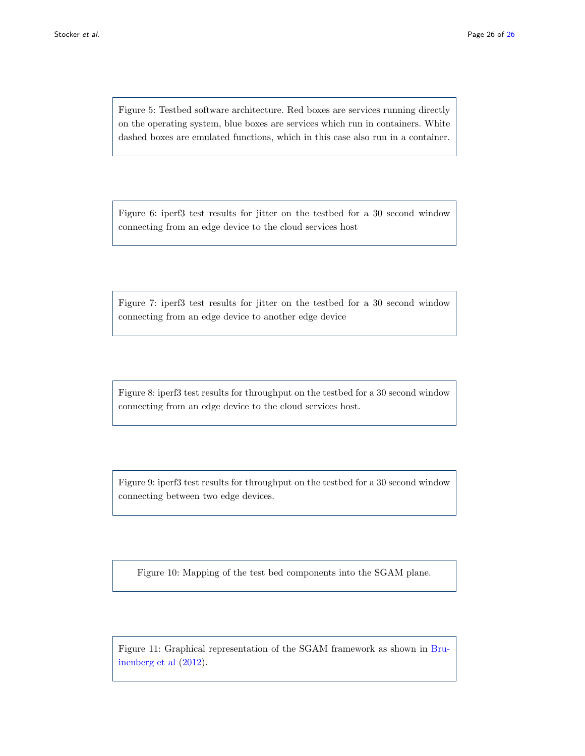Figure 5: Testbed software architecture. Red boxes are services running directly on the operating system, blue boxes are services which run in containers. White dashed boxes are emulated functions, which in this case also run in a container.

Figure 6: iperf3 test results for jitter on the testbed for a 30 second window connecting from an edge device to the cloud services host

Figure 7: iperf3 test results for jitter on the testbed for a 30 second window connecting from an edge device to another edge device

Figure 8: iperf3 test results for throughput on the testbed for a 30 second window connecting from an edge device to the cloud services host.

Figure 9: iperf3 test results for throughput on the testbed for a 30 second window connecting between two edge devices.

Figure 10: Mapping of the test bed components into the SGAM plane.

Figure 11: Graphical representation of the SGAM framework as shown in Bruinenberg et al (2012).